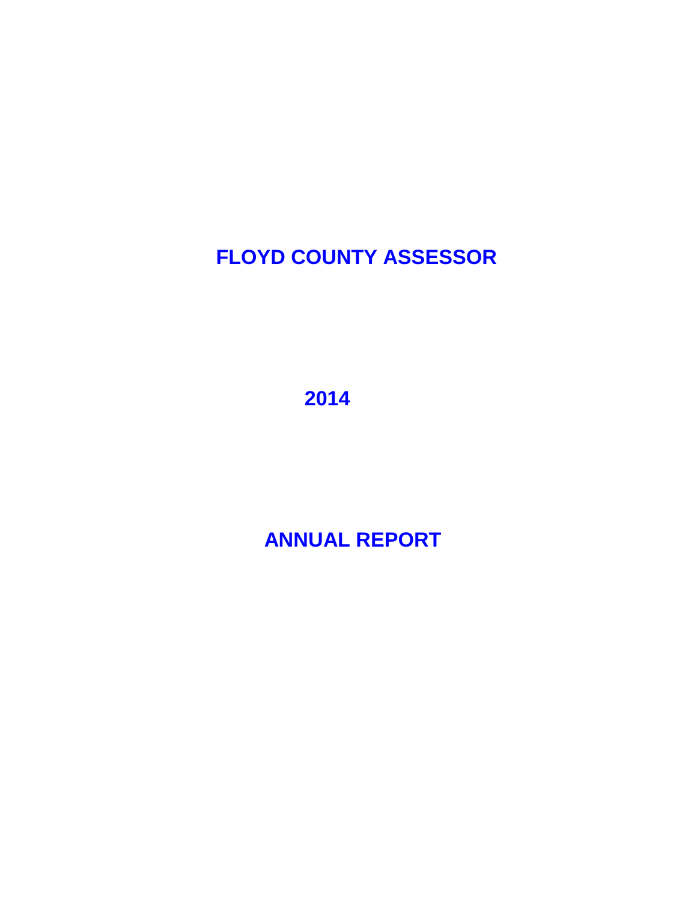# FLOYD COUNTY ASSESSOR

## 2014

## ANNUAL REPORT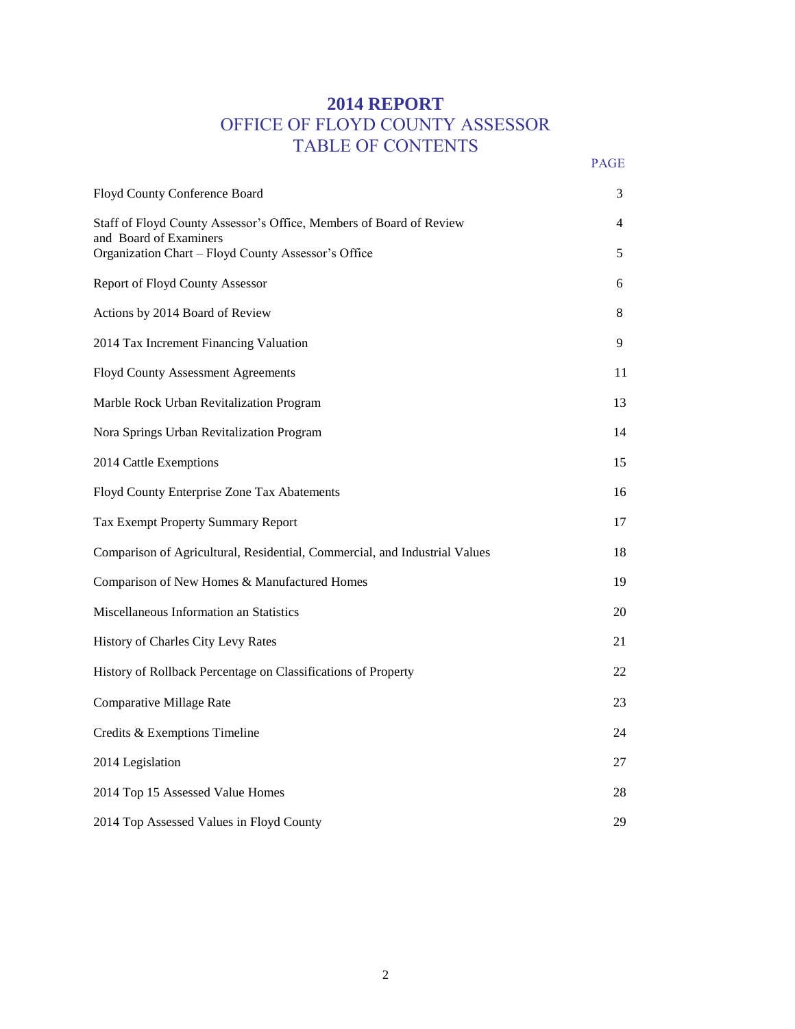# 2014 REPORT
## OFFICE OF FLOYD COUNTY ASSESSOR
## TABLE OF CONTENTS

| | PAGE |
|---|---|
| Floyd County Conference Board | 3 |
| Staff of Floyd County Assessor's Office, Members of Board of Review and Board of Examiners | 4 |
| Organization Chart – Floyd County Assessor's Office | 5 |
| Report of Floyd County Assessor | 6 |
| Actions by 2014 Board of Review | 8 |
| 2014 Tax Increment Financing Valuation | 9 |
| Floyd County Assessment Agreements | 11 |
| Marble Rock Urban Revitalization Program | 13 |
| Nora Springs Urban Revitalization Program | 14 |
| 2014 Cattle Exemptions | 15 |
| Floyd County Enterprise Zone Tax Abatements | 16 |
| Tax Exempt Property Summary Report | 17 |
| Comparison of Agricultural, Residential, Commercial, and Industrial Values | 18 |
| Comparison of New Homes & Manufactured Homes | 19 |
| Miscellaneous Information an Statistics | 20 |
| History of Charles City Levy Rates | 21 |
| History of Rollback Percentage on Classifications of Property | 22 |
| Comparative Millage Rate | 23 |
| Credits & Exemptions Timeline | 24 |
| 2014 Legislation | 27 |
| 2014 Top 15 Assessed Value Homes | 28 |
| 2014 Top Assessed Values in Floyd County | 29 |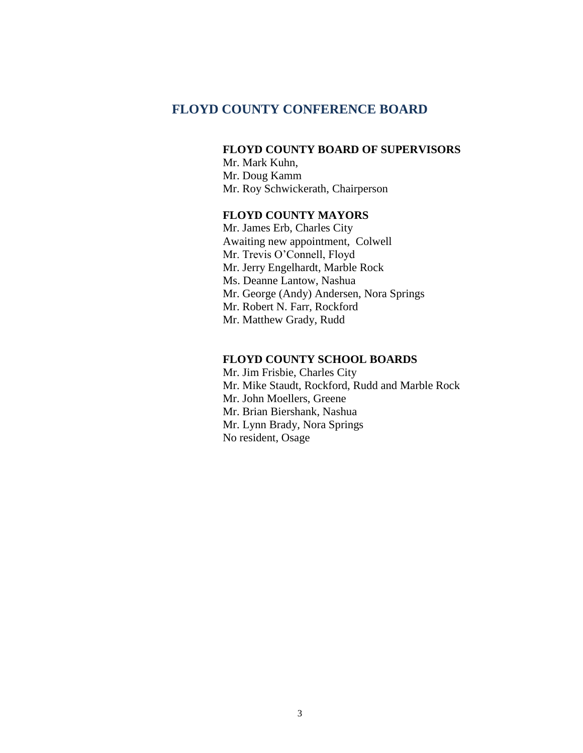## FLOYD COUNTY CONFERENCE BOARD

### FLOYD COUNTY BOARD OF SUPERVISORS

Mr. Mark Kuhn,
Mr. Doug Kamm
Mr. Roy Schwickerath, Chairperson

### FLOYD COUNTY MAYORS

Mr. James Erb, Charles City
Awaiting new appointment, Colwell
Mr. Trevis O'Connell, Floyd
Mr. Jerry Engelhardt, Marble Rock
Ms. Deanne Lantow, Nashua
Mr. George (Andy) Andersen, Nora Springs
Mr. Robert N. Farr, Rockford
Mr. Matthew Grady, Rudd

### FLOYD COUNTY SCHOOL BOARDS

Mr. Jim Frisbie, Charles City
Mr. Mike Staudt, Rockford, Rudd and Marble Rock
Mr. John Moellers, Greene
Mr. Brian Biershank, Nashua
Mr. Lynn Brady, Nora Springs
No resident, Osage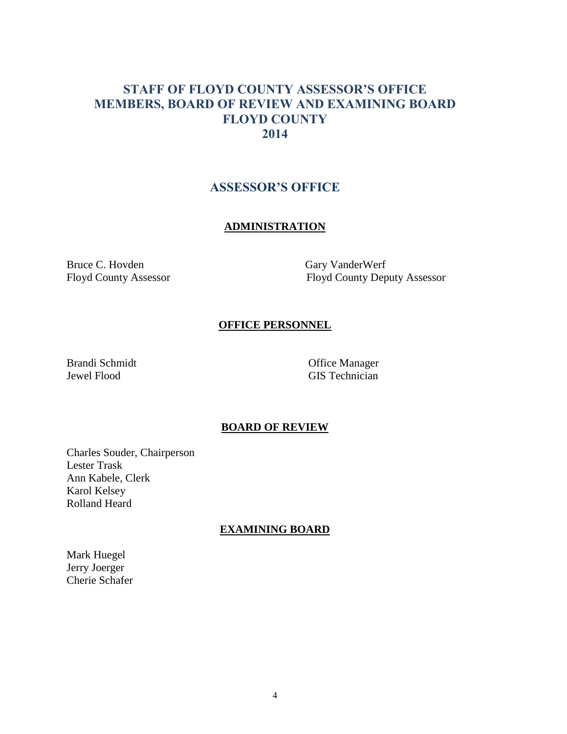# STAFF OF FLOYD COUNTY ASSESSOR'S OFFICE
# MEMBERS, BOARD OF REVIEW AND EXAMINING BOARD
# FLOYD COUNTY
# 2014

## ASSESSOR'S OFFICE

### ADMINISTRATION

Bruce C. Hovden
Floyd County Assessor

Gary VanderWerf
Floyd County Deputy Assessor

### OFFICE PERSONNEL

Brandi Schmidt — Office Manager
Jewel Flood — GIS Technician

### BOARD OF REVIEW

Charles Souder, Chairperson
Lester Trask
Ann Kabele, Clerk
Karol Kelsey
Rolland Heard

### EXAMINING BOARD

Mark Huegel
Jerry Joerger
Cherie Schafer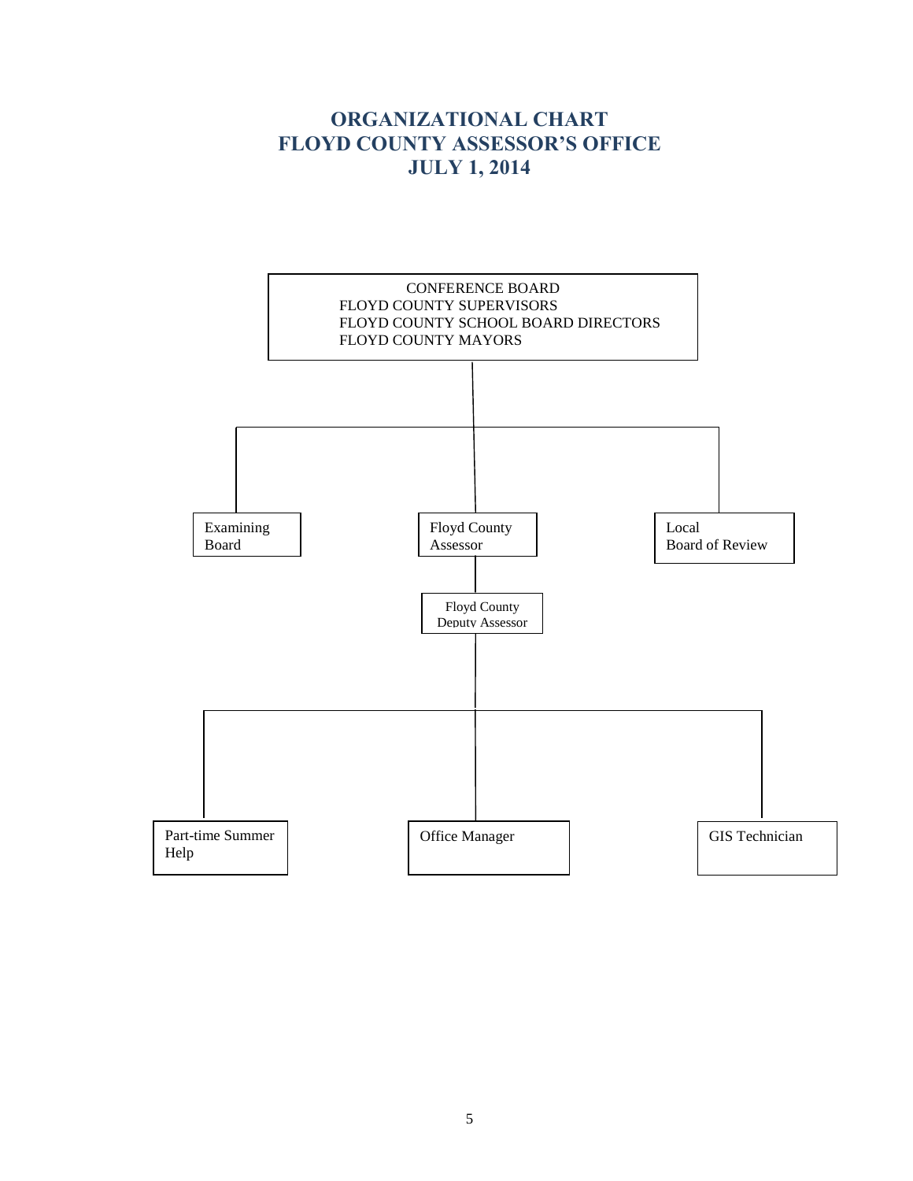# ORGANIZATIONAL CHART
# FLOYD COUNTY ASSESSOR'S OFFICE
# JULY 1, 2014

CONFERENCE BOARD
FLOYD COUNTY SUPERVISORS
FLOYD COUNTY SCHOOL BOARD DIRECTORS
FLOYD COUNTY MAYORS

- Examining Board
- Floyd County Assessor
  - Floyd County Deputy Assessor
    - Part-time Summer Help
    - Office Manager
    - GIS Technician
- Local Board of Review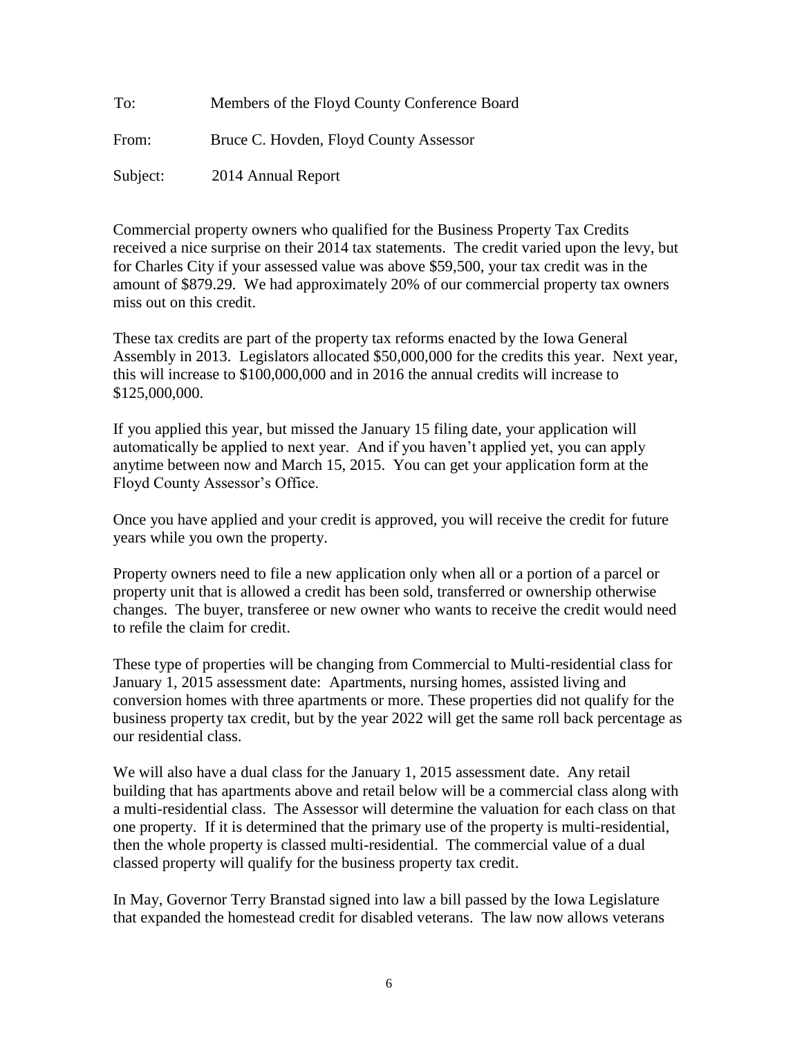To: Members of the Floyd County Conference Board

From: Bruce C. Hovden, Floyd County Assessor

Subject: 2014 Annual Report

Commercial property owners who qualified for the Business Property Tax Credits received a nice surprise on their 2014 tax statements. The credit varied upon the levy, but for Charles City if your assessed value was above $59,500, your tax credit was in the amount of $879.29. We had approximately 20% of our commercial property tax owners miss out on this credit.

These tax credits are part of the property tax reforms enacted by the Iowa General Assembly in 2013. Legislators allocated $50,000,000 for the credits this year. Next year, this will increase to $100,000,000 and in 2016 the annual credits will increase to $125,000,000.

If you applied this year, but missed the January 15 filing date, your application will automatically be applied to next year. And if you haven't applied yet, you can apply anytime between now and March 15, 2015. You can get your application form at the Floyd County Assessor's Office.

Once you have applied and your credit is approved, you will receive the credit for future years while you own the property.

Property owners need to file a new application only when all or a portion of a parcel or property unit that is allowed a credit has been sold, transferred or ownership otherwise changes. The buyer, transferee or new owner who wants to receive the credit would need to refile the claim for credit.

These type of properties will be changing from Commercial to Multi-residential class for January 1, 2015 assessment date: Apartments, nursing homes, assisted living and conversion homes with three apartments or more. These properties did not qualify for the business property tax credit, but by the year 2022 will get the same roll back percentage as our residential class.

We will also have a dual class for the January 1, 2015 assessment date. Any retail building that has apartments above and retail below will be a commercial class along with a multi-residential class. The Assessor will determine the valuation for each class on that one property. If it is determined that the primary use of the property is multi-residential, then the whole property is classed multi-residential. The commercial value of a dual classed property will qualify for the business property tax credit.

In May, Governor Terry Branstad signed into law a bill passed by the Iowa Legislature that expanded the homestead credit for disabled veterans. The law now allows veterans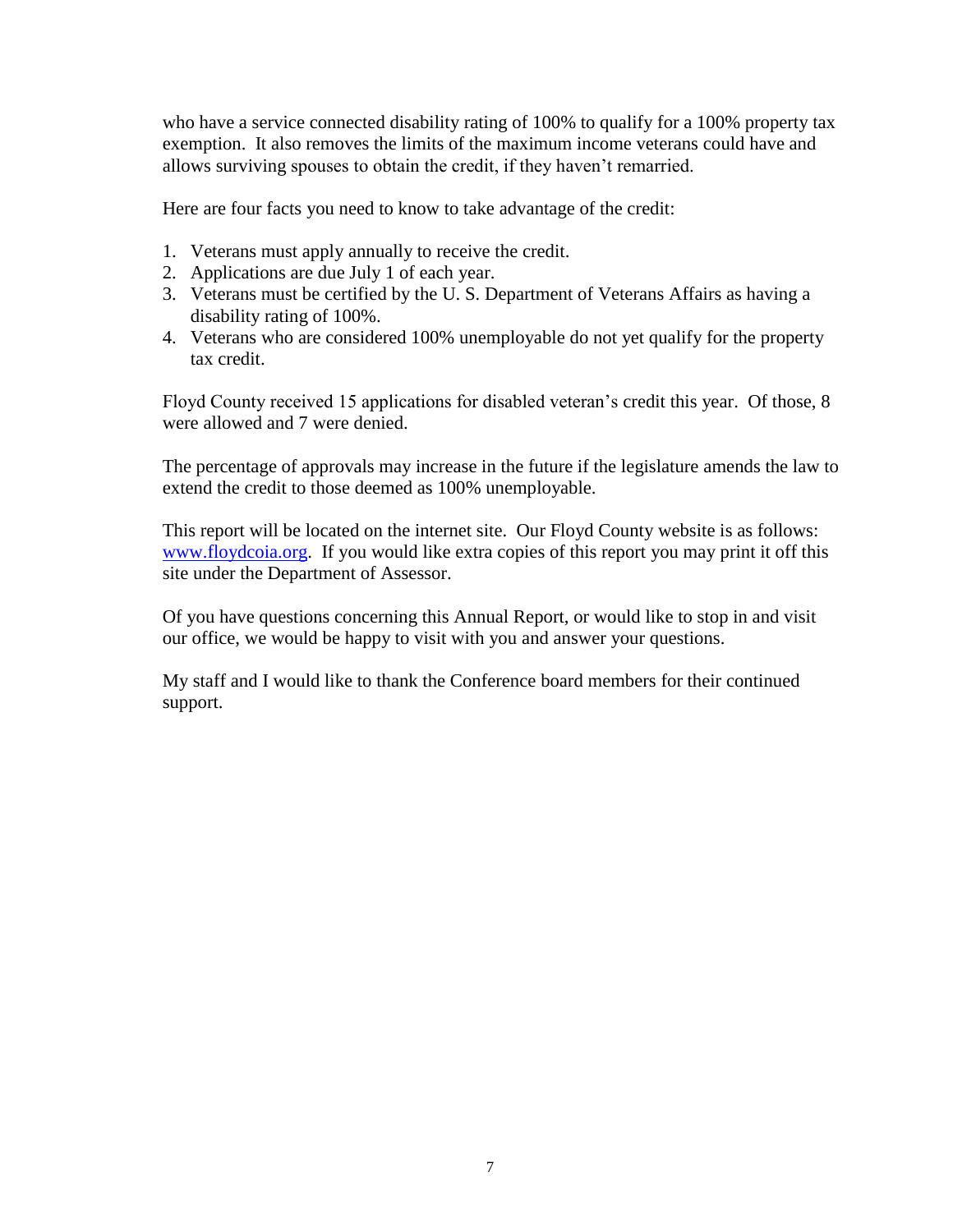who have a service connected disability rating of 100% to qualify for a 100% property tax exemption. It also removes the limits of the maximum income veterans could have and allows surviving spouses to obtain the credit, if they haven't remarried.

Here are four facts you need to know to take advantage of the credit:

1. Veterans must apply annually to receive the credit.
2. Applications are due July 1 of each year.
3. Veterans must be certified by the U. S. Department of Veterans Affairs as having a disability rating of 100%.
4. Veterans who are considered 100% unemployable do not yet qualify for the property tax credit.

Floyd County received 15 applications for disabled veteran's credit this year. Of those, 8 were allowed and 7 were denied.

The percentage of approvals may increase in the future if the legislature amends the law to extend the credit to those deemed as 100% unemployable.

This report will be located on the internet site. Our Floyd County website is as follows: [www.floydcoia.org](http://www.floydcoia.org). If you would like extra copies of this report you may print it off this site under the Department of Assessor.

Of you have questions concerning this Annual Report, or would like to stop in and visit our office, we would be happy to visit with you and answer your questions.

My staff and I would like to thank the Conference board members for their continued support.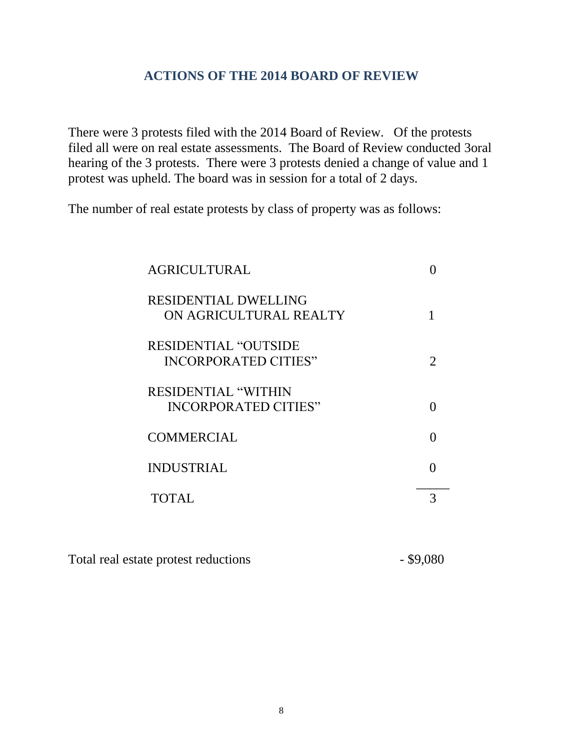## ACTIONS OF THE 2014 BOARD OF REVIEW

There were 3 protests filed with the 2014 Board of Review. Of the protests filed all were on real estate assessments. The Board of Review conducted 3oral hearing of the 3 protests. There were 3 protests denied a change of value and 1 protest was upheld. The board was in session for a total of 2 days.

The number of real estate protests by class of property was as follows:

| Class | Number |
|---|---|
| AGRICULTURAL | 0 |
| RESIDENTIAL DWELLING ON AGRICULTURAL REALTY | 1 |
| RESIDENTIAL "OUTSIDE INCORPORATED CITIES" | 2 |
| RESIDENTIAL "WITHIN INCORPORATED CITIES" | 0 |
| COMMERCIAL | 0 |
| INDUSTRIAL | 0 |
| TOTAL | 3 |

Total real estate protest reductions - $9,080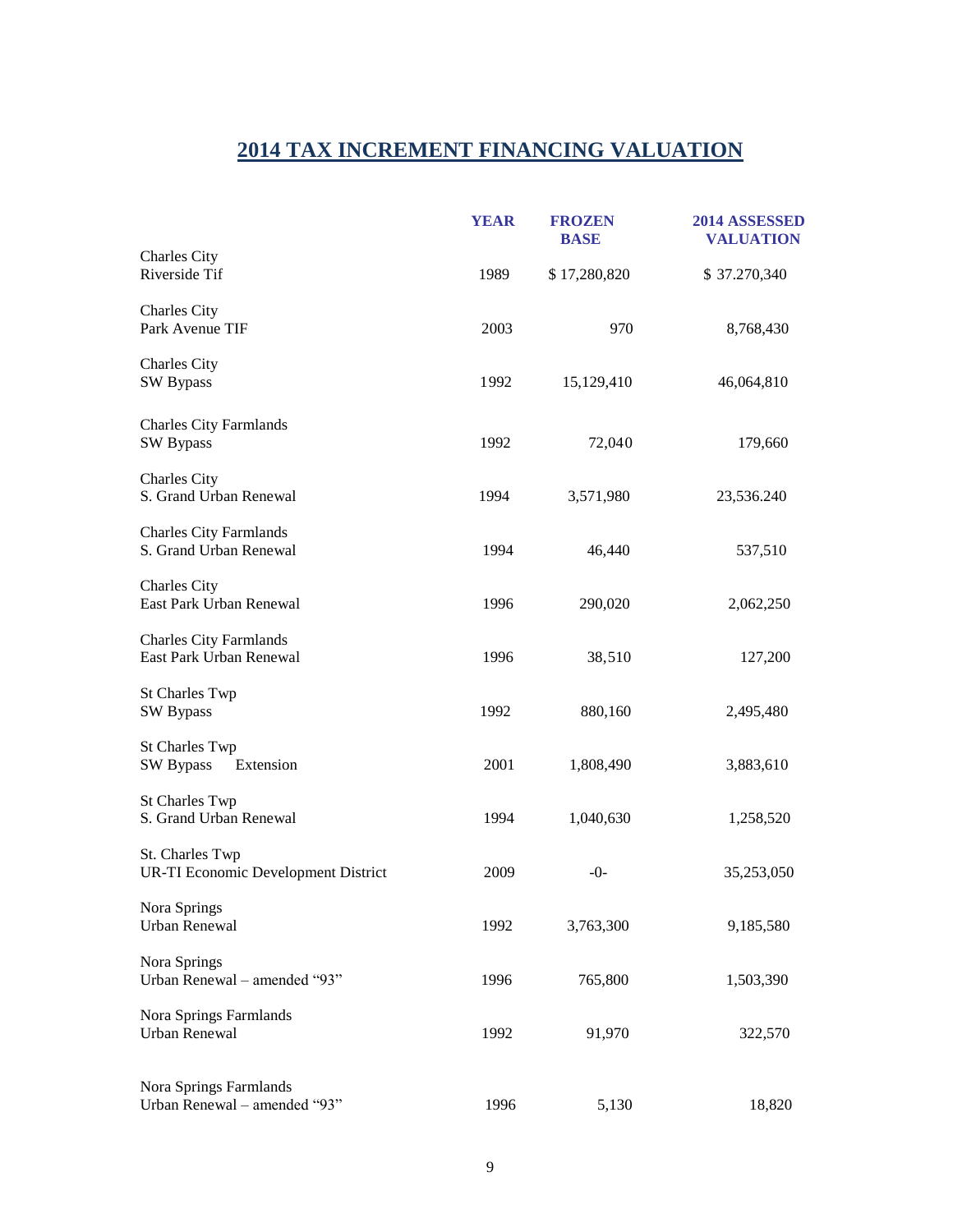# 2014 TAX INCREMENT FINANCING VALUATION

| | YEAR | FROZEN BASE | 2014 ASSESSED VALUATION |
|---|---|---|---|
| Charles City<br>Riverside Tif | 1989 | $ 17,280,820 | $ 37.270,340 |
| Charles City<br>Park Avenue TIF | 2003 | 970 | 8,768,430 |
| Charles City<br>SW Bypass | 1992 | 15,129,410 | 46,064,810 |
| Charles City Farmlands<br>SW Bypass | 1992 | 72,040 | 179,660 |
| Charles City<br>S. Grand Urban Renewal | 1994 | 3,571,980 | 23,536.240 |
| Charles City Farmlands<br>S. Grand Urban Renewal | 1994 | 46,440 | 537,510 |
| Charles City<br>East Park Urban Renewal | 1996 | 290,020 | 2,062,250 |
| Charles City Farmlands<br>East Park Urban Renewal | 1996 | 38,510 | 127,200 |
| St Charles Twp<br>SW Bypass | 1992 | 880,160 | 2,495,480 |
| St Charles Twp<br>SW Bypass Extension | 2001 | 1,808,490 | 3,883,610 |
| St Charles Twp<br>S. Grand Urban Renewal | 1994 | 1,040,630 | 1,258,520 |
| St. Charles Twp<br>UR-TI Economic Development District | 2009 | -0- | 35,253,050 |
| Nora Springs<br>Urban Renewal | 1992 | 3,763,300 | 9,185,580 |
| Nora Springs<br>Urban Renewal – amended "93" | 1996 | 765,800 | 1,503,390 |
| Nora Springs Farmlands<br>Urban Renewal | 1992 | 91,970 | 322,570 |
| Nora Springs Farmlands<br>Urban Renewal – amended "93" | 1996 | 5,130 | 18,820 |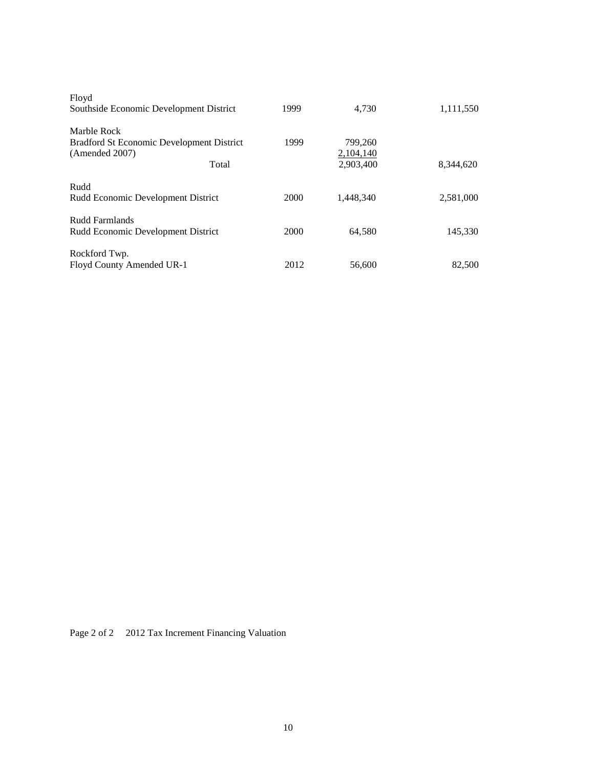| | | | |
|---|---|---|---|
| Floyd | | | |
| Southside Economic Development District | 1999 | 4,730 | 1,111,550 |
| Marble Rock | | | |
| Bradford St Economic Development District | 1999 | 799,260 | |
| (Amended 2007) | | 2,104,140 | |
| Total | | 2,903,400 | 8,344,620 |
| Rudd | | | |
| Rudd Economic Development District | 2000 | 1,448,340 | 2,581,000 |
| Rudd Farmlands | | | |
| Rudd Economic Development District | 2000 | 64,580 | 145,330 |
| Rockford Twp. | | | |
| Floyd County Amended UR-1 | 2012 | 56,600 | 82,500 |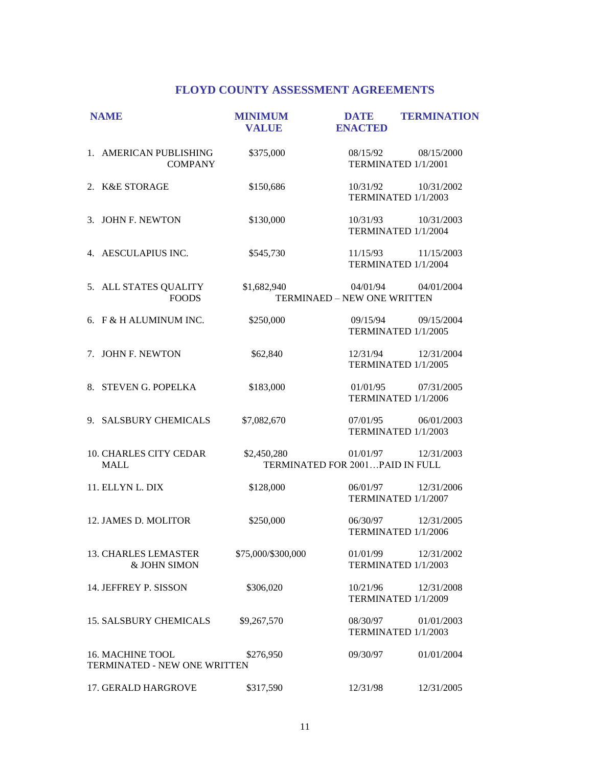# FLOYD COUNTY ASSESSMENT AGREEMENTS

| NAME | MINIMUM VALUE | DATE ENACTED | TERMINATION |
|---|---|---|---|
| 1. AMERICAN PUBLISHING COMPANY | $375,000 | 08/15/92 TERMINATED 1/1/2001 | 08/15/2000 |
| 2. K&E STORAGE | $150,686 | 10/31/92 TERMINATED 1/1/2003 | 10/31/2002 |
| 3. JOHN F. NEWTON | $130,000 | 10/31/93 TERMINATED 1/1/2004 | 10/31/2003 |
| 4. AESCULAPIUS INC. | $545,730 | 11/15/93 TERMINATED 1/1/2004 | 11/15/2003 |
| 5. ALL STATES QUALITY FOODS | $1,682,940 TERMINAED – NEW ONE WRITTEN | 04/01/94 | 04/01/2004 |
| 6. F & H ALUMINUM INC. | $250,000 | 09/15/94 TERMINATED 1/1/2005 | 09/15/2004 |
| 7. JOHN F. NEWTON | $62,840 | 12/31/94 TERMINATED 1/1/2005 | 12/31/2004 |
| 8. STEVEN G. POPELKA | $183,000 | 01/01/95 TERMINATED 1/1/2006 | 07/31/2005 |
| 9. SALSBURY CHEMICALS | $7,082,670 | 07/01/95 TERMINATED 1/1/2003 | 06/01/2003 |
| 10. CHARLES CITY CEDAR MALL | $2,450,280 TERMINATED FOR 2001…PAID IN FULL | 01/01/97 | 12/31/2003 |
| 11. ELLYN L. DIX | $128,000 | 06/01/97 TERMINATED 1/1/2007 | 12/31/2006 |
| 12. JAMES D. MOLITOR | $250,000 | 06/30/97 TERMINATED 1/1/2006 | 12/31/2005 |
| 13. CHARLES LEMASTER & JOHN SIMON | $75,000/$300,000 | 01/01/99 TERMINATED 1/1/2003 | 12/31/2002 |
| 14. JEFFREY P. SISSON | $306,020 | 10/21/96 TERMINATED 1/1/2009 | 12/31/2008 |
| 15. SALSBURY CHEMICALS | $9,267,570 | 08/30/97 TERMINATED 1/1/2003 | 01/01/2003 |
| 16. MACHINE TOOL TERMINATED - NEW ONE WRITTEN | $276,950 | 09/30/97 | 01/01/2004 |
| 17. GERALD HARGROVE | $317,590 | 12/31/98 | 12/31/2005 |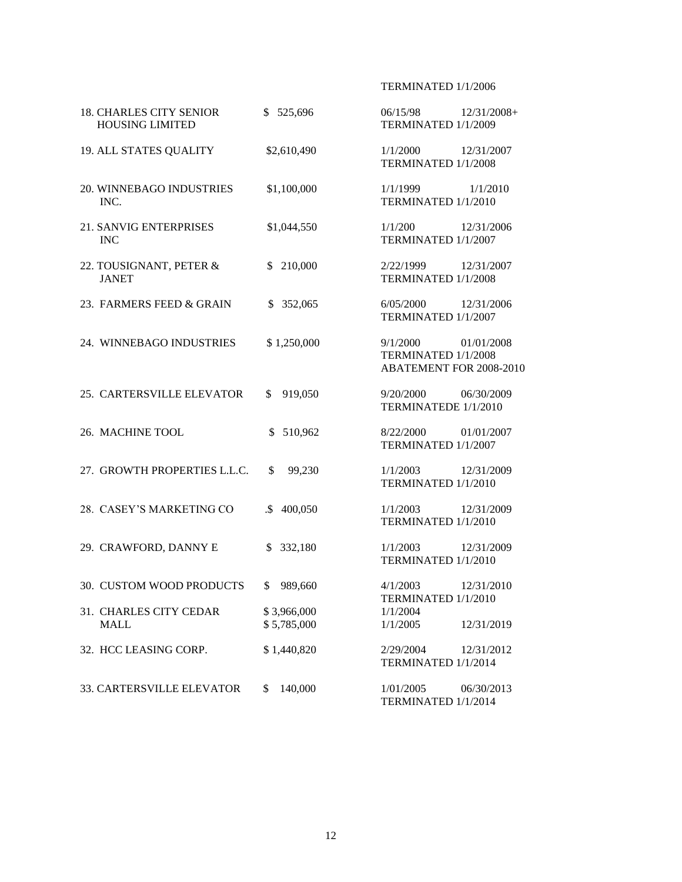TERMINATED 1/1/2006

| | | | |
|---|---|---|---|
| 18. CHARLES CITY SENIOR HOUSING LIMITED | $ 525,696 | 06/15/98 TERMINATED 1/1/2009 | 12/31/2008+ |
| 19. ALL STATES QUALITY | $2,610,490 | 1/1/2000 TERMINATED 1/1/2008 | 12/31/2007 |
| 20. WINNEBAGO INDUSTRIES INC. | $1,100,000 | 1/1/1999 TERMINATED 1/1/2010 | 1/1/2010 |
| 21. SANVIG ENTERPRISES INC | $1,044,550 | 1/1/200 TERMINATED 1/1/2007 | 12/31/2006 |
| 22. TOUSIGNANT, PETER & JANET | $ 210,000 | 2/22/1999 TERMINATED 1/1/2008 | 12/31/2007 |
| 23. FARMERS FEED & GRAIN | $ 352,065 | 6/05/2000 TERMINATED 1/1/2007 | 12/31/2006 |
| 24. WINNEBAGO INDUSTRIES | $ 1,250,000 | 9/1/2000 TERMINATED 1/1/2008 ABATEMENT FOR 2008-2010 | 01/01/2008 |
| 25. CARTERSVILLE ELEVATOR | $ 919,050 | 9/20/2000 TERMINATEDE 1/1/2010 | 06/30/2009 |
| 26. MACHINE TOOL | $ 510,962 | 8/22/2000 TERMINATED 1/1/2007 | 01/01/2007 |
| 27. GROWTH PROPERTIES L.L.C. | $ 99,230 | 1/1/2003 TERMINATED 1/1/2010 | 12/31/2009 |
| 28. CASEY'S MARKETING CO | .$ 400,050 | 1/1/2003 TERMINATED 1/1/2010 | 12/31/2009 |
| 29. CRAWFORD, DANNY E | $ 332,180 | 1/1/2003 TERMINATED 1/1/2010 | 12/31/2009 |
| 30. CUSTOM WOOD PRODUCTS | $ 989,660 | 4/1/2003 TERMINATED 1/1/2010 | 12/31/2010 |
| 31. CHARLES CITY CEDAR MALL | $ 3,966,000<br>$ 5,785,000 | 1/1/2004<br>1/1/2005 | 12/31/2019 |
| 32. HCC LEASING CORP. | $ 1,440,820 | 2/29/2004 TERMINATED 1/1/2014 | 12/31/2012 |
| 33. CARTERSVILLE ELEVATOR | $ 140,000 | 1/01/2005 TERMINATED 1/1/2014 | 06/30/2013 |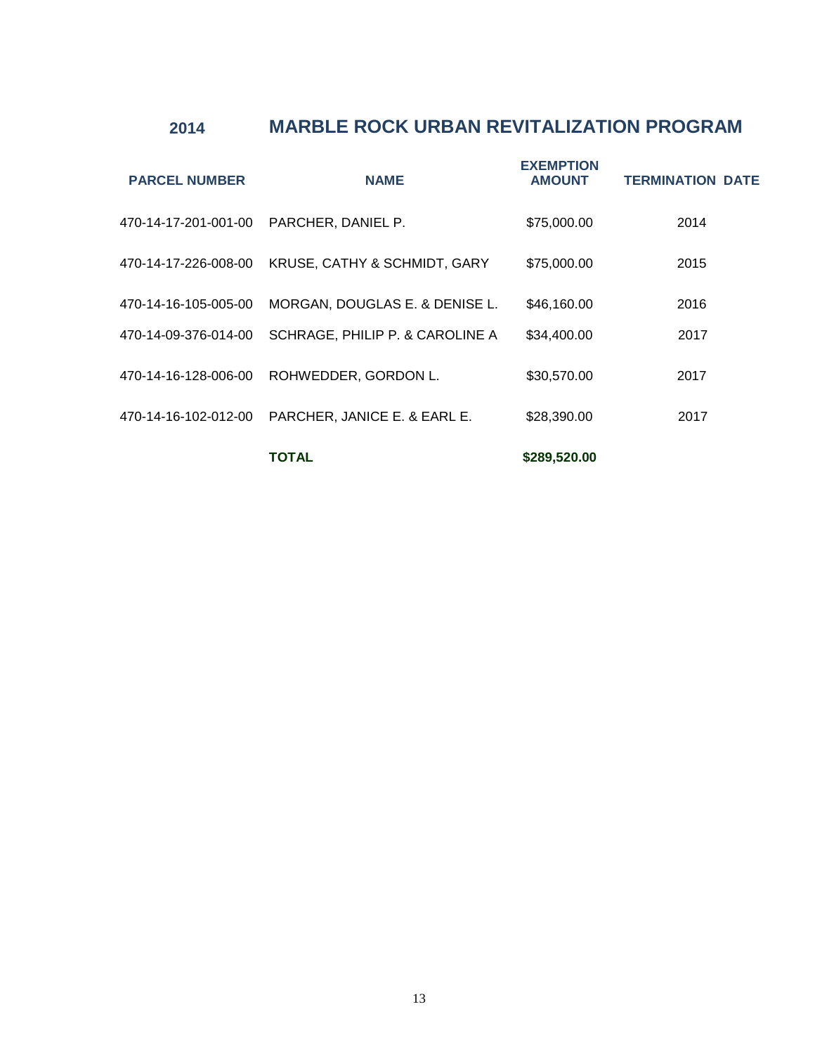## 2014 MARBLE ROCK URBAN REVITALIZATION PROGRAM

| PARCEL NUMBER | NAME | EXEMPTION AMOUNT | TERMINATION DATE |
|---|---|---|---|
| 470-14-17-201-001-00 | PARCHER, DANIEL P. | $75,000.00 | 2014 |
| 470-14-17-226-008-00 | KRUSE, CATHY & SCHMIDT, GARY | $75,000.00 | 2015 |
| 470-14-16-105-005-00 | MORGAN, DOUGLAS E. & DENISE L. | $46,160.00 | 2016 |
| 470-14-09-376-014-00 | SCHRAGE, PHILIP P. & CAROLINE A | $34,400.00 | 2017 |
| 470-14-16-128-006-00 | ROHWEDDER, GORDON L. | $30,570.00 | 2017 |
| 470-14-16-102-012-00 | PARCHER, JANICE E. & EARL E. | $28,390.00 | 2017 |
| | **TOTAL** | **$289,520.00** | |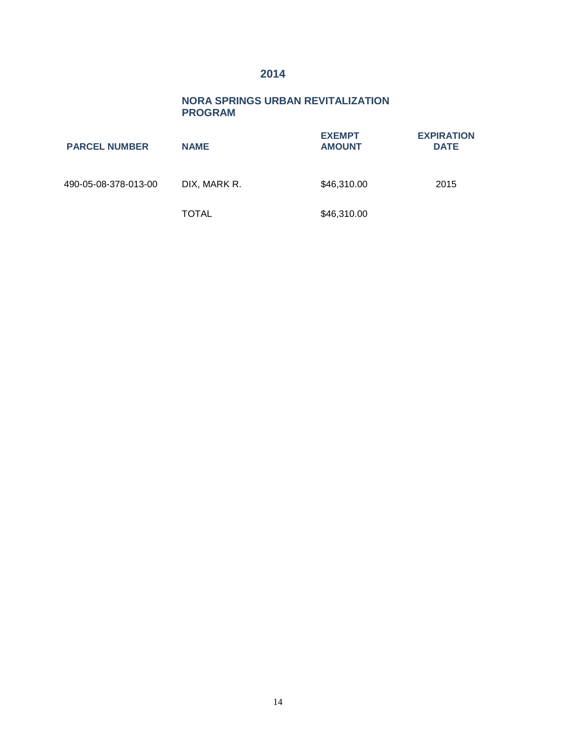# 2014

## NORA SPRINGS URBAN REVITALIZATION PROGRAM

| PARCEL NUMBER | NAME | EXEMPT AMOUNT | EXPIRATION DATE |
|---|---|---|---|
| 490-05-08-378-013-00 | DIX, MARK R. | $46,310.00 | 2015 |
| | TOTAL | $46,310.00 | |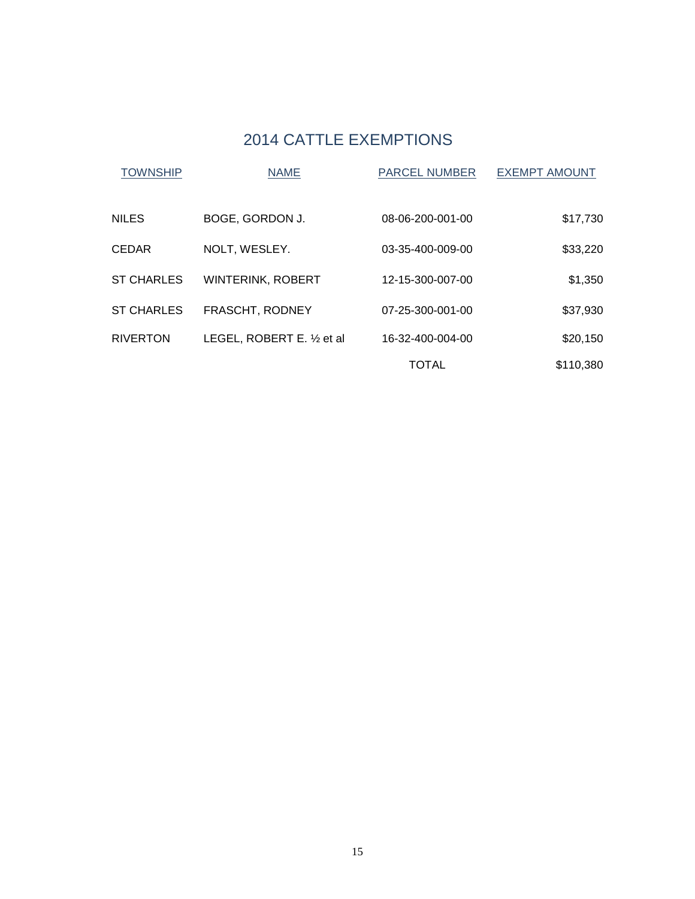# 2014 CATTLE EXEMPTIONS

| TOWNSHIP | NAME | PARCEL NUMBER | EXEMPT AMOUNT |
|---|---|---|---|
| NILES | BOGE, GORDON J. | 08-06-200-001-00 | $17,730 |
| CEDAR | NOLT, WESLEY. | 03-35-400-009-00 | $33,220 |
| ST CHARLES | WINTERINK, ROBERT | 12-15-300-007-00 | $1,350 |
| ST CHARLES | FRASCHT, RODNEY | 07-25-300-001-00 | $37,930 |
| RIVERTON | LEGEL, ROBERT E. ½ et al | 16-32-400-004-00 | $20,150 |
| | | TOTAL | $110,380 |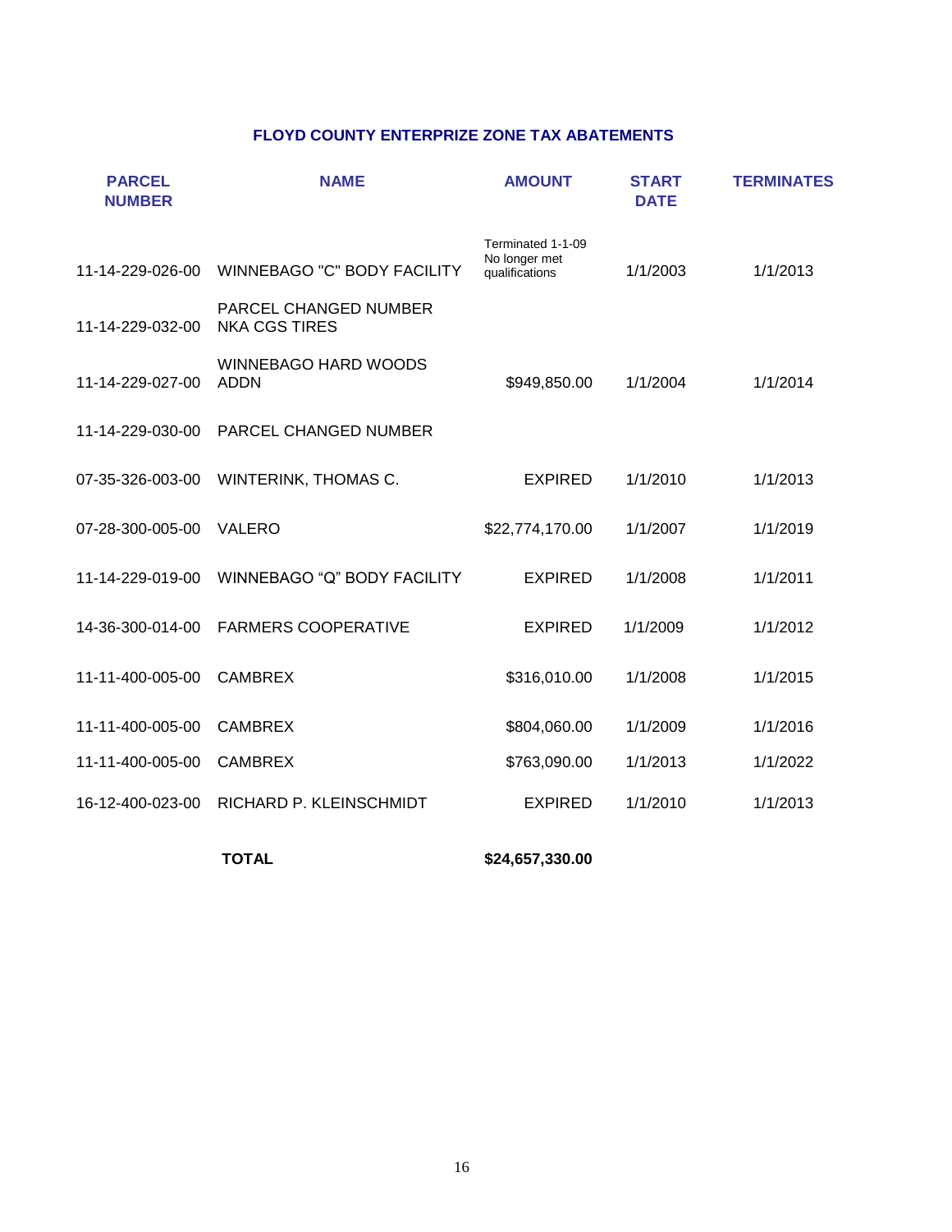## FLOYD COUNTY ENTERPRIZE ZONE TAX ABATEMENTS

| PARCEL NUMBER | NAME | AMOUNT | START DATE | TERMINATES |
|---|---|---|---|---|
| 11-14-229-026-00 | WINNEBAGO "C" BODY FACILITY | Terminated 1-1-09 No longer met qualifications | 1/1/2003 | 1/1/2013 |
| 11-14-229-032-00 | PARCEL CHANGED NUMBER NKA CGS TIRES | | | |
| 11-14-229-027-00 | WINNEBAGO HARD WOODS ADDN | $949,850.00 | 1/1/2004 | 1/1/2014 |
| 11-14-229-030-00 | PARCEL CHANGED NUMBER | | | |
| 07-35-326-003-00 | WINTERINK, THOMAS C. | EXPIRED | 1/1/2010 | 1/1/2013 |
| 07-28-300-005-00 | VALERO | $22,774,170.00 | 1/1/2007 | 1/1/2019 |
| 11-14-229-019-00 | WINNEBAGO "Q" BODY FACILITY | EXPIRED | 1/1/2008 | 1/1/2011 |
| 14-36-300-014-00 | FARMERS COOPERATIVE | EXPIRED | 1/1/2009 | 1/1/2012 |
| 11-11-400-005-00 | CAMBREX | $316,010.00 | 1/1/2008 | 1/1/2015 |
| 11-11-400-005-00 | CAMBREX | $804,060.00 | 1/1/2009 | 1/1/2016 |
| 11-11-400-005-00 | CAMBREX | $763,090.00 | 1/1/2013 | 1/1/2022 |
| 16-12-400-023-00 | RICHARD P. KLEINSCHMIDT | EXPIRED | 1/1/2010 | 1/1/2013 |
| | **TOTAL** | **$24,657,330.00** | | |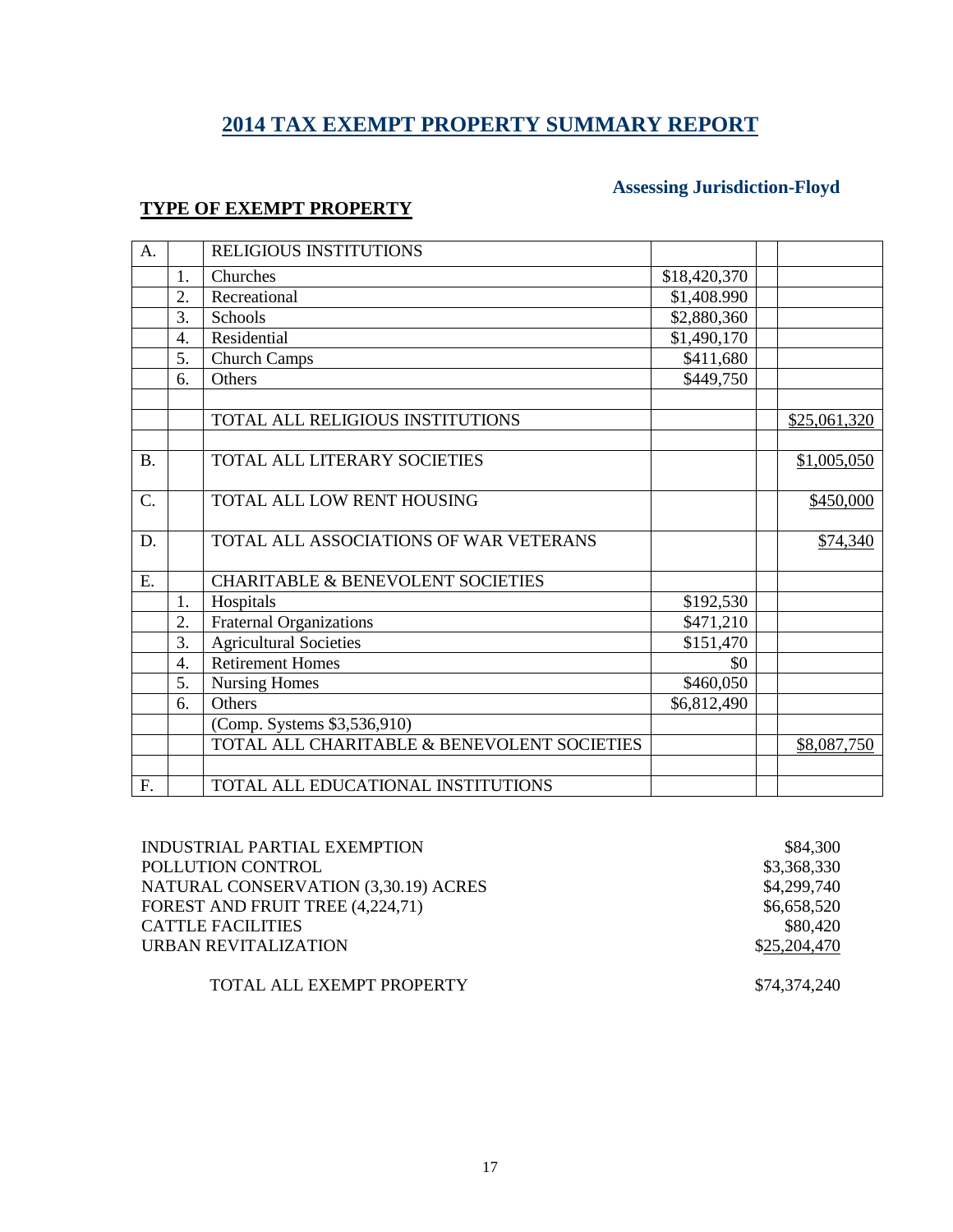# 2014 TAX EXEMPT PROPERTY SUMMARY REPORT

### Assessing Jurisdiction-Floyd

**TYPE OF EXEMPT PROPERTY**

| | | | | | |
|---|---|---|---|---|---|
| A. | | RELIGIOUS INSTITUTIONS | | | |
| | 1. | Churches | $18,420,370 | | |
| | 2. | Recreational | $1,408.990 | | |
| | 3. | Schools | $2,880,360 | | |
| | 4. | Residential | $1,490,170 | | |
| | 5. | Church Camps | $411,680 | | |
| | 6. | Others | $449,750 | | |
| | | | | | |
| | | TOTAL ALL RELIGIOUS INSTITUTIONS | | | $25,061,320 |
| | | | | | |
| B. | | TOTAL ALL LITERARY SOCIETIES | | | $1,005,050 |
| C. | | TOTAL ALL LOW RENT HOUSING | | | $450,000 |
| D. | | TOTAL ALL ASSOCIATIONS OF WAR VETERANS | | | $74,340 |
| E. | | CHARITABLE & BENEVOLENT SOCIETIES | | | |
| | 1. | Hospitals | $192,530 | | |
| | 2. | Fraternal Organizations | $471,210 | | |
| | 3. | Agricultural Societies | $151,470 | | |
| | 4. | Retirement Homes | $0 | | |
| | 5. | Nursing Homes | $460,050 | | |
| | 6. | Others | $6,812,490 | | |
| | | (Comp. Systems $3,536,910) | | | |
| | | TOTAL ALL CHARITABLE & BENEVOLENT SOCIETIES | | | $8,087,750 |
| | | | | | |
| F. | | TOTAL ALL EDUCATIONAL INSTITUTIONS | | | |

| | |
|---|---|
| INDUSTRIAL PARTIAL EXEMPTION | $84,300 |
| POLLUTION CONTROL | $3,368,330 |
| NATURAL CONSERVATION (3,30.19) ACRES | $4,299,740 |
| FOREST AND FRUIT TREE (4,224,71) | $6,658,520 |
| CATTLE FACILITIES | $80,420 |
| URBAN REVITALIZATION | $25,204,470 |
| TOTAL ALL EXEMPT PROPERTY | $74,374,240 |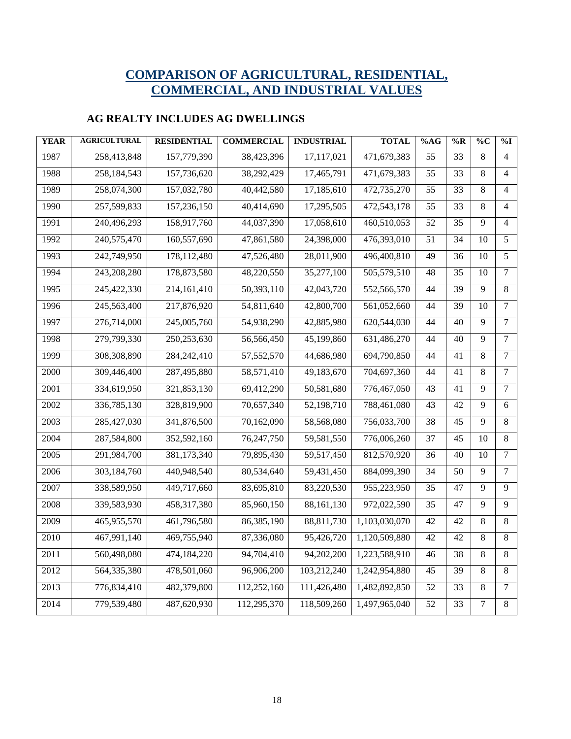# COMPARISON OF AGRICULTURAL, RESIDENTIAL, COMMERCIAL, AND INDUSTRIAL VALUES

## AG REALTY INCLUDES AG DWELLINGS

| YEAR | AGRICULTURAL | RESIDENTIAL | COMMERCIAL | INDUSTRIAL | TOTAL | %AG | %R | %C | %I |
|---|---|---|---|---|---|---|---|---|---|
| 1987 | 258,413,848 | 157,779,390 | 38,423,396 | 17,117,021 | 471,679,383 | 55 | 33 | 8 | 4 |
| 1988 | 258,184,543 | 157,736,620 | 38,292,429 | 17,465,791 | 471,679,383 | 55 | 33 | 8 | 4 |
| 1989 | 258,074,300 | 157,032,780 | 40,442,580 | 17,185,610 | 472,735,270 | 55 | 33 | 8 | 4 |
| 1990 | 257,599,833 | 157,236,150 | 40,414,690 | 17,295,505 | 472,543,178 | 55 | 33 | 8 | 4 |
| 1991 | 240,496,293 | 158,917,760 | 44,037,390 | 17,058,610 | 460,510,053 | 52 | 35 | 9 | 4 |
| 1992 | 240,575,470 | 160,557,690 | 47,861,580 | 24,398,000 | 476,393,010 | 51 | 34 | 10 | 5 |
| 1993 | 242,749,950 | 178,112,480 | 47,526,480 | 28,011,900 | 496,400,810 | 49 | 36 | 10 | 5 |
| 1994 | 243,208,280 | 178,873,580 | 48,220,550 | 35,277,100 | 505,579,510 | 48 | 35 | 10 | 7 |
| 1995 | 245,422,330 | 214,161,410 | 50,393,110 | 42,043,720 | 552,566,570 | 44 | 39 | 9 | 8 |
| 1996 | 245,563,400 | 217,876,920 | 54,811,640 | 42,800,700 | 561,052,660 | 44 | 39 | 10 | 7 |
| 1997 | 276,714,000 | 245,005,760 | 54,938,290 | 42,885,980 | 620,544,030 | 44 | 40 | 9 | 7 |
| 1998 | 279,799,330 | 250,253,630 | 56,566,450 | 45,199,860 | 631,486,270 | 44 | 40 | 9 | 7 |
| 1999 | 308,308,890 | 284,242,410 | 57,552,570 | 44,686,980 | 694,790,850 | 44 | 41 | 8 | 7 |
| 2000 | 309,446,400 | 287,495,880 | 58,571,410 | 49,183,670 | 704,697,360 | 44 | 41 | 8 | 7 |
| 2001 | 334,619,950 | 321,853,130 | 69,412,290 | 50,581,680 | 776,467,050 | 43 | 41 | 9 | 7 |
| 2002 | 336,785,130 | 328,819,900 | 70,657,340 | 52,198,710 | 788,461,080 | 43 | 42 | 9 | 6 |
| 2003 | 285,427,030 | 341,876,500 | 70,162,090 | 58,568,080 | 756,033,700 | 38 | 45 | 9 | 8 |
| 2004 | 287,584,800 | 352,592,160 | 76,247,750 | 59,581,550 | 776,006,260 | 37 | 45 | 10 | 8 |
| 2005 | 291,984,700 | 381,173,340 | 79,895,430 | 59,517,450 | 812,570,920 | 36 | 40 | 10 | 7 |
| 2006 | 303,184,760 | 440,948,540 | 80,534,640 | 59,431,450 | 884,099,390 | 34 | 50 | 9 | 7 |
| 2007 | 338,589,950 | 449,717,660 | 83,695,810 | 83,220,530 | 955,223,950 | 35 | 47 | 9 | 9 |
| 2008 | 339,583,930 | 458,317,380 | 85,960,150 | 88,161,130 | 972,022,590 | 35 | 47 | 9 | 9 |
| 2009 | 465,955,570 | 461,796,580 | 86,385,190 | 88,811,730 | 1,103,030,070 | 42 | 42 | 8 | 8 |
| 2010 | 467,991,140 | 469,755,940 | 87,336,080 | 95,426,720 | 1,120,509,880 | 42 | 42 | 8 | 8 |
| 2011 | 560,498,080 | 474,184,220 | 94,704,410 | 94,202,200 | 1,223,588,910 | 46 | 38 | 8 | 8 |
| 2012 | 564,335,380 | 478,501,060 | 96,906,200 | 103,212,240 | 1,242,954,880 | 45 | 39 | 8 | 8 |
| 2013 | 776,834,410 | 482,379,800 | 112,252,160 | 111,426,480 | 1,482,892,850 | 52 | 33 | 8 | 7 |
| 2014 | 779,539,480 | 487,620,930 | 112,295,370 | 118,509,260 | 1,497,965,040 | 52 | 33 | 7 | 8 |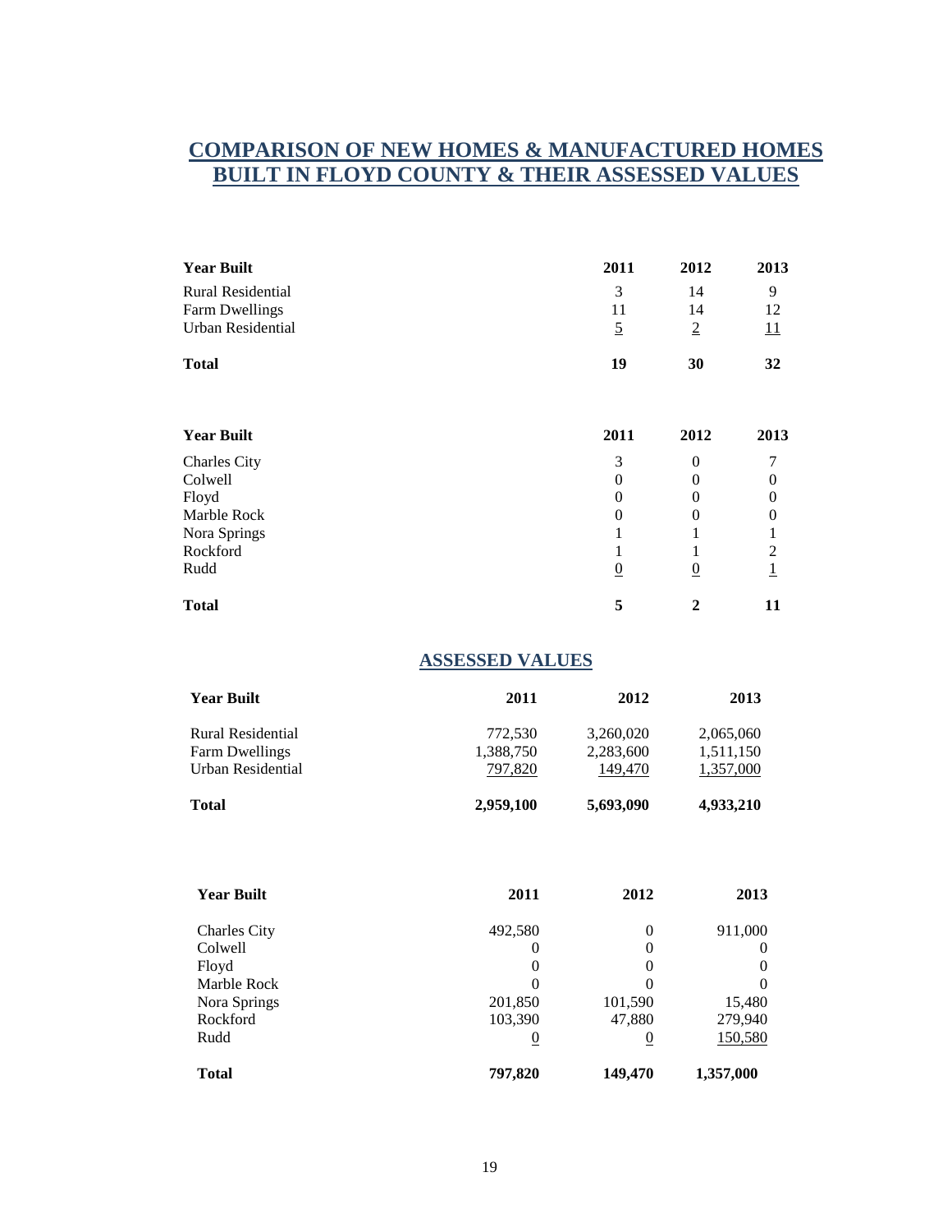# COMPARISON OF NEW HOMES & MANUFACTURED HOMES BUILT IN FLOYD COUNTY & THEIR ASSESSED VALUES

| Year Built | 2011 | 2012 | 2013 |
|---|---|---|---|
| Rural Residential | 3 | 14 | 9 |
| Farm Dwellings | 11 | 14 | 12 |
| Urban Residential | 5 | 2 | 11 |
| **Total** | **19** | **30** | **32** |

| Year Built | 2011 | 2012 | 2013 |
|---|---|---|---|
| Charles City | 3 | 0 | 7 |
| Colwell | 0 | 0 | 0 |
| Floyd | 0 | 0 | 0 |
| Marble Rock | 0 | 0 | 0 |
| Nora Springs | 1 | 1 | 1 |
| Rockford | 1 | 1 | 2 |
| Rudd | 0 | 0 | 1 |
| **Total** | **5** | **2** | **11** |

## ASSESSED VALUES

| Year Built | 2011 | 2012 | 2013 |
|---|---|---|---|
| Rural Residential | 772,530 | 3,260,020 | 2,065,060 |
| Farm Dwellings | 1,388,750 | 2,283,600 | 1,511,150 |
| Urban Residential | 797,820 | 149,470 | 1,357,000 |
| **Total** | **2,959,100** | **5,693,090** | **4,933,210** |

| Year Built | 2011 | 2012 | 2013 |
|---|---|---|---|
| Charles City | 492,580 | 0 | 911,000 |
| Colwell | 0 | 0 | 0 |
| Floyd | 0 | 0 | 0 |
| Marble Rock | 0 | 0 | 0 |
| Nora Springs | 201,850 | 101,590 | 15,480 |
| Rockford | 103,390 | 47,880 | 279,940 |
| Rudd | 0 | 0 | 150,580 |
| **Total** | **797,820** | **149,470** | **1,357,000** |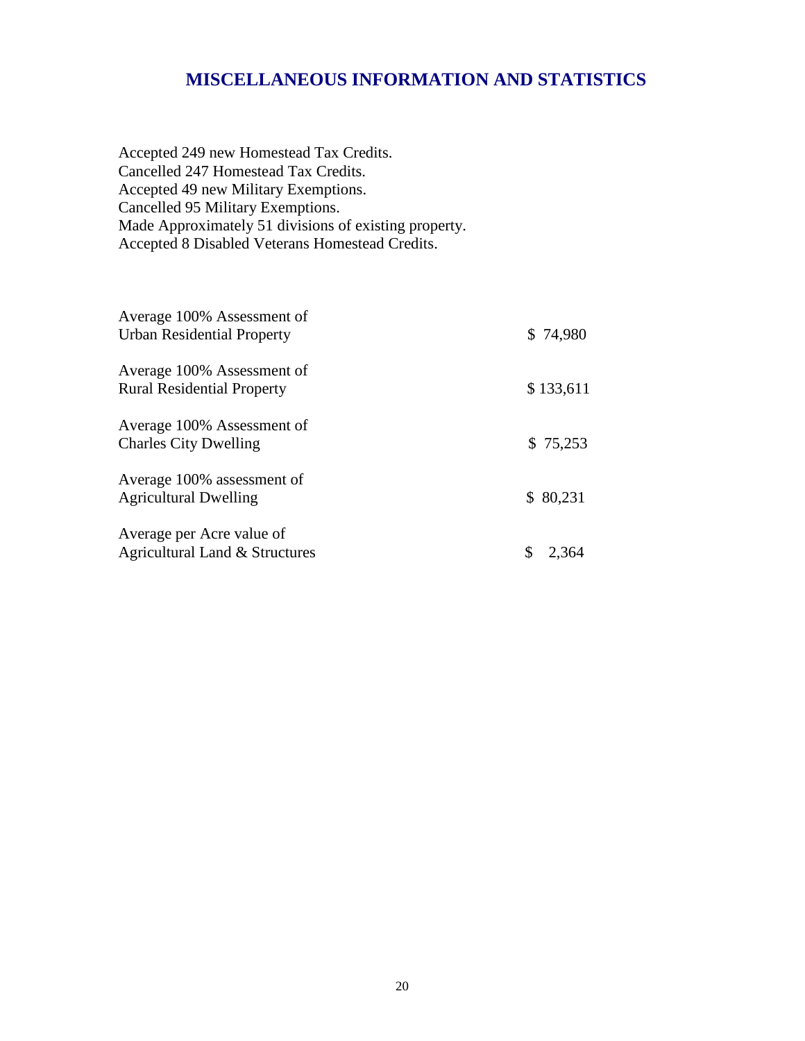# MISCELLANEOUS INFORMATION AND STATISTICS

Accepted 249 new Homestead Tax Credits.
Cancelled 247 Homestead Tax Credits.
Accepted 49 new Military Exemptions.
Cancelled 95 Military Exemptions.
Made Approximately 51 divisions of existing property.
Accepted 8 Disabled Veterans Homestead Credits.

| | |
|---|---|
| Average 100% Assessment of Urban Residential Property | $ 74,980 |
| Average 100% Assessment of Rural Residential Property | $ 133,611 |
| Average 100% Assessment of Charles City Dwelling | $ 75,253 |
| Average 100% assessment of Agricultural Dwelling | $ 80,231 |
| Average per Acre value of Agricultural Land & Structures | $ 2,364 |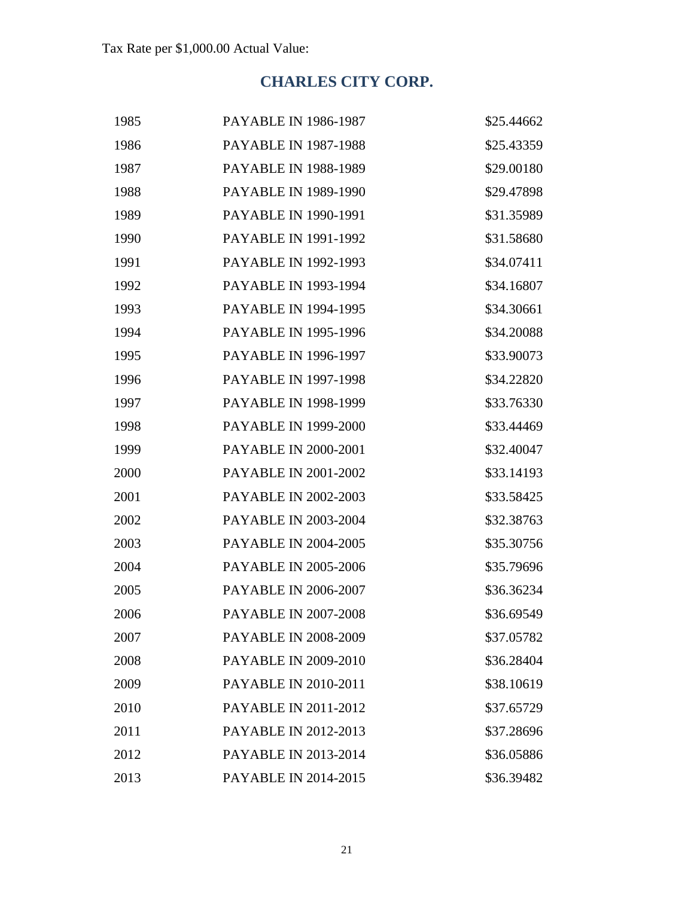Tax Rate per $1,000.00 Actual Value:

## CHARLES CITY CORP.

| | | |
|---|---|---|
| 1985 | PAYABLE IN 1986-1987 | $25.44662 |
| 1986 | PAYABLE IN 1987-1988 | $25.43359 |
| 1987 | PAYABLE IN 1988-1989 | $29.00180 |
| 1988 | PAYABLE IN 1989-1990 | $29.47898 |
| 1989 | PAYABLE IN 1990-1991 | $31.35989 |
| 1990 | PAYABLE IN 1991-1992 | $31.58680 |
| 1991 | PAYABLE IN 1992-1993 | $34.07411 |
| 1992 | PAYABLE IN 1993-1994 | $34.16807 |
| 1993 | PAYABLE IN 1994-1995 | $34.30661 |
| 1994 | PAYABLE IN 1995-1996 | $34.20088 |
| 1995 | PAYABLE IN 1996-1997 | $33.90073 |
| 1996 | PAYABLE IN 1997-1998 | $34.22820 |
| 1997 | PAYABLE IN 1998-1999 | $33.76330 |
| 1998 | PAYABLE IN 1999-2000 | $33.44469 |
| 1999 | PAYABLE IN 2000-2001 | $32.40047 |
| 2000 | PAYABLE IN 2001-2002 | $33.14193 |
| 2001 | PAYABLE IN 2002-2003 | $33.58425 |
| 2002 | PAYABLE IN 2003-2004 | $32.38763 |
| 2003 | PAYABLE IN 2004-2005 | $35.30756 |
| 2004 | PAYABLE IN 2005-2006 | $35.79696 |
| 2005 | PAYABLE IN 2006-2007 | $36.36234 |
| 2006 | PAYABLE IN 2007-2008 | $36.69549 |
| 2007 | PAYABLE IN 2008-2009 | $37.05782 |
| 2008 | PAYABLE IN 2009-2010 | $36.28404 |
| 2009 | PAYABLE IN 2010-2011 | $38.10619 |
| 2010 | PAYABLE IN 2011-2012 | $37.65729 |
| 2011 | PAYABLE IN 2012-2013 | $37.28696 |
| 2012 | PAYABLE IN 2013-2014 | $36.05886 |
| 2013 | PAYABLE IN 2014-2015 | $36.39482 |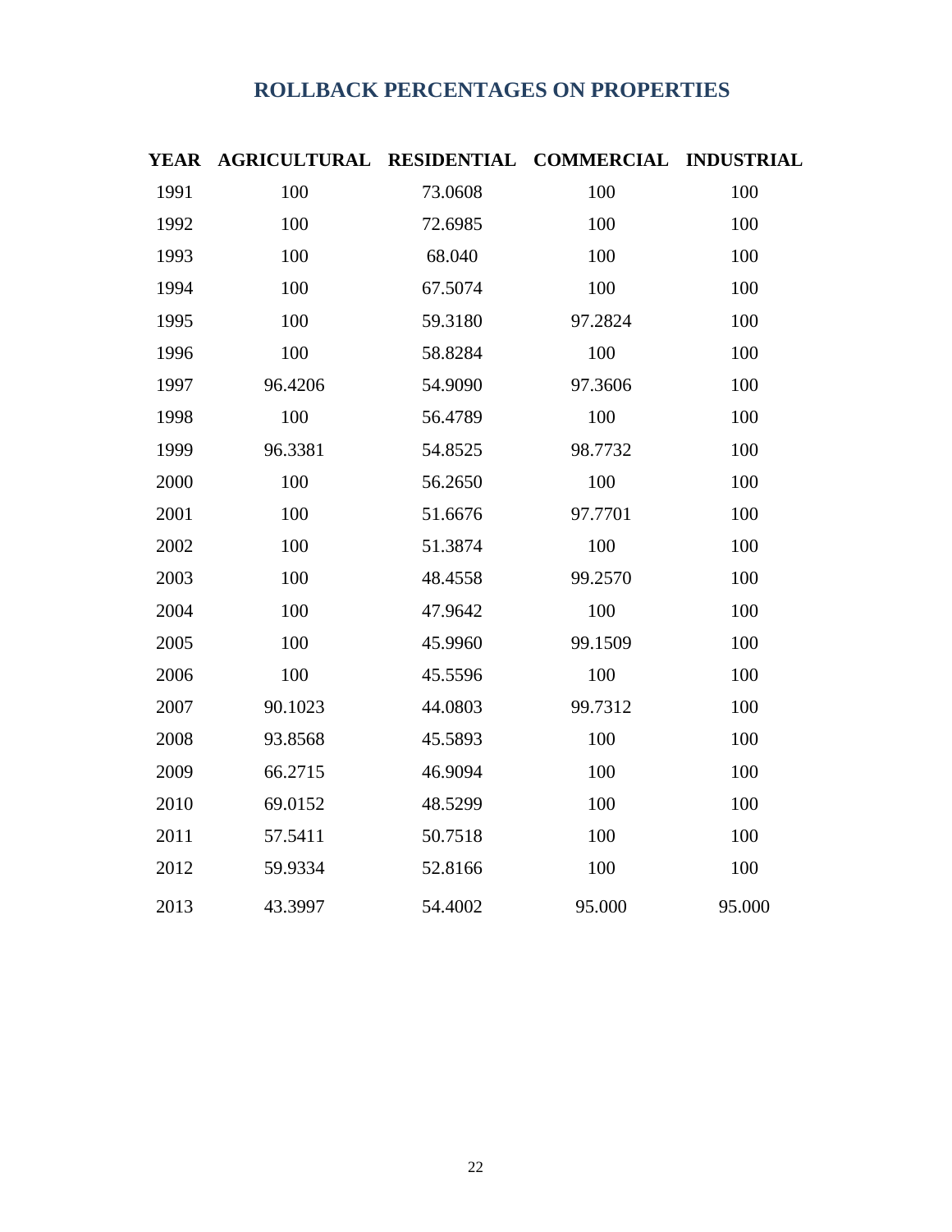## ROLLBACK PERCENTAGES ON PROPERTIES

| YEAR | AGRICULTURAL | RESIDENTIAL | COMMERCIAL | INDUSTRIAL |
|---|---|---|---|---|
| 1991 | 100 | 73.0608 | 100 | 100 |
| 1992 | 100 | 72.6985 | 100 | 100 |
| 1993 | 100 | 68.040 | 100 | 100 |
| 1994 | 100 | 67.5074 | 100 | 100 |
| 1995 | 100 | 59.3180 | 97.2824 | 100 |
| 1996 | 100 | 58.8284 | 100 | 100 |
| 1997 | 96.4206 | 54.9090 | 97.3606 | 100 |
| 1998 | 100 | 56.4789 | 100 | 100 |
| 1999 | 96.3381 | 54.8525 | 98.7732 | 100 |
| 2000 | 100 | 56.2650 | 100 | 100 |
| 2001 | 100 | 51.6676 | 97.7701 | 100 |
| 2002 | 100 | 51.3874 | 100 | 100 |
| 2003 | 100 | 48.4558 | 99.2570 | 100 |
| 2004 | 100 | 47.9642 | 100 | 100 |
| 2005 | 100 | 45.9960 | 99.1509 | 100 |
| 2006 | 100 | 45.5596 | 100 | 100 |
| 2007 | 90.1023 | 44.0803 | 99.7312 | 100 |
| 2008 | 93.8568 | 45.5893 | 100 | 100 |
| 2009 | 66.2715 | 46.9094 | 100 | 100 |
| 2010 | 69.0152 | 48.5299 | 100 | 100 |
| 2011 | 57.5411 | 50.7518 | 100 | 100 |
| 2012 | 59.9334 | 52.8166 | 100 | 100 |
| 2013 | 43.3997 | 54.4002 | 95.000 | 95.000 |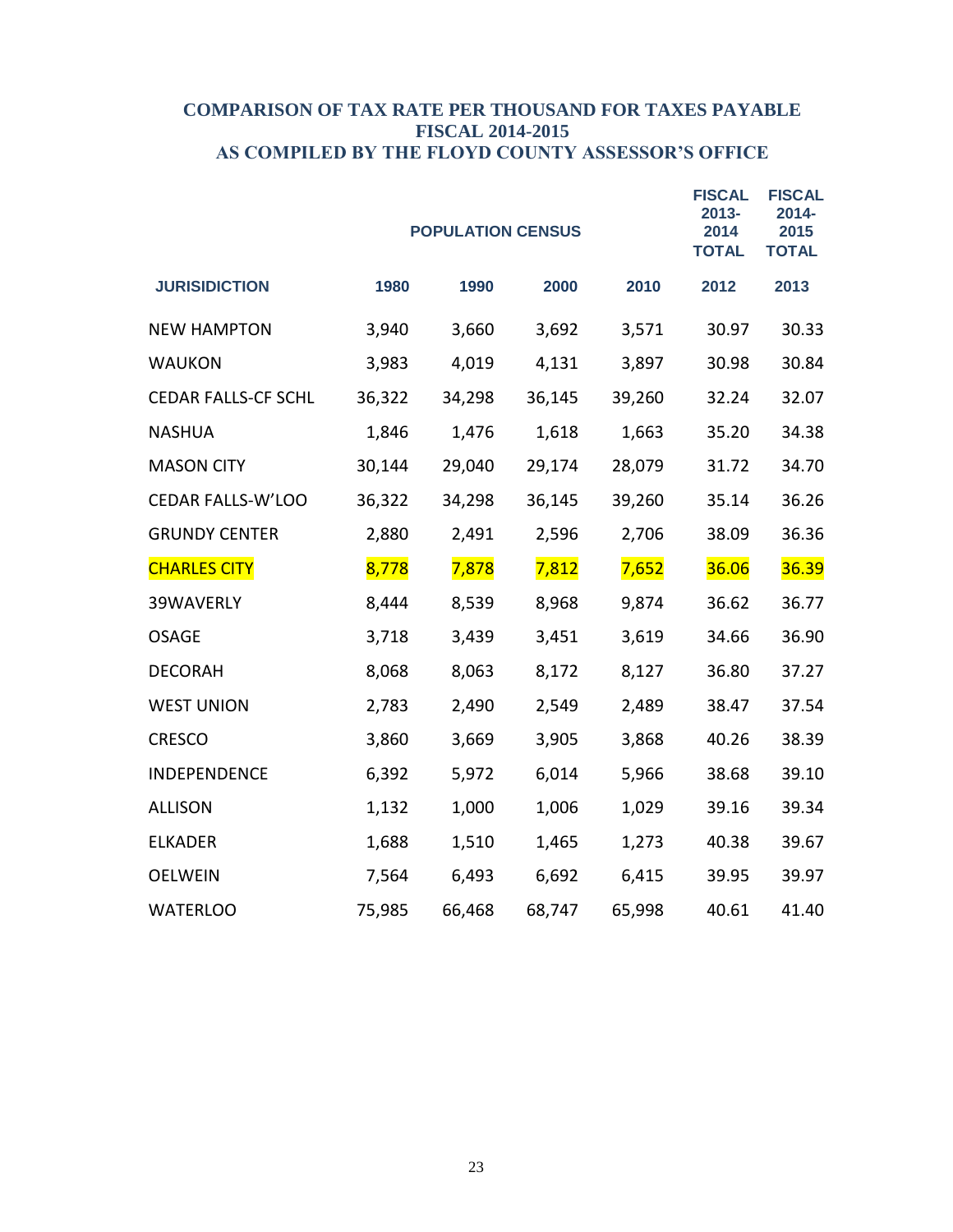## COMPARISON OF TAX RATE PER THOUSAND FOR TAXES PAYABLE
## FISCAL 2014-2015
## AS COMPILED BY THE FLOYD COUNTY ASSESSOR'S OFFICE

| | POPULATION CENSUS | | | | FISCAL 2013-2014 TOTAL | FISCAL 2014-2015 TOTAL |
|---|---|---|---|---|---|---|
| JURISIDICTION | 1980 | 1990 | 2000 | 2010 | 2012 | 2013 |
| NEW HAMPTON | 3,940 | 3,660 | 3,692 | 3,571 | 30.97 | 30.33 |
| WAUKON | 3,983 | 4,019 | 4,131 | 3,897 | 30.98 | 30.84 |
| CEDAR FALLS-CF SCHL | 36,322 | 34,298 | 36,145 | 39,260 | 32.24 | 32.07 |
| NASHUA | 1,846 | 1,476 | 1,618 | 1,663 | 35.20 | 34.38 |
| MASON CITY | 30,144 | 29,040 | 29,174 | 28,079 | 31.72 | 34.70 |
| CEDAR FALLS-W'LOO | 36,322 | 34,298 | 36,145 | 39,260 | 35.14 | 36.26 |
| GRUNDY CENTER | 2,880 | 2,491 | 2,596 | 2,706 | 38.09 | 36.36 |
| CHARLES CITY | 8,778 | 7,878 | 7,812 | 7,652 | 36.06 | 36.39 |
| 39WAVERLY | 8,444 | 8,539 | 8,968 | 9,874 | 36.62 | 36.77 |
| OSAGE | 3,718 | 3,439 | 3,451 | 3,619 | 34.66 | 36.90 |
| DECORAH | 8,068 | 8,063 | 8,172 | 8,127 | 36.80 | 37.27 |
| WEST UNION | 2,783 | 2,490 | 2,549 | 2,489 | 38.47 | 37.54 |
| CRESCO | 3,860 | 3,669 | 3,905 | 3,868 | 40.26 | 38.39 |
| INDEPENDENCE | 6,392 | 5,972 | 6,014 | 5,966 | 38.68 | 39.10 |
| ALLISON | 1,132 | 1,000 | 1,006 | 1,029 | 39.16 | 39.34 |
| ELKADER | 1,688 | 1,510 | 1,465 | 1,273 | 40.38 | 39.67 |
| OELWEIN | 7,564 | 6,493 | 6,692 | 6,415 | 39.95 | 39.97 |
| WATERLOO | 75,985 | 66,468 | 68,747 | 65,998 | 40.61 | 41.40 |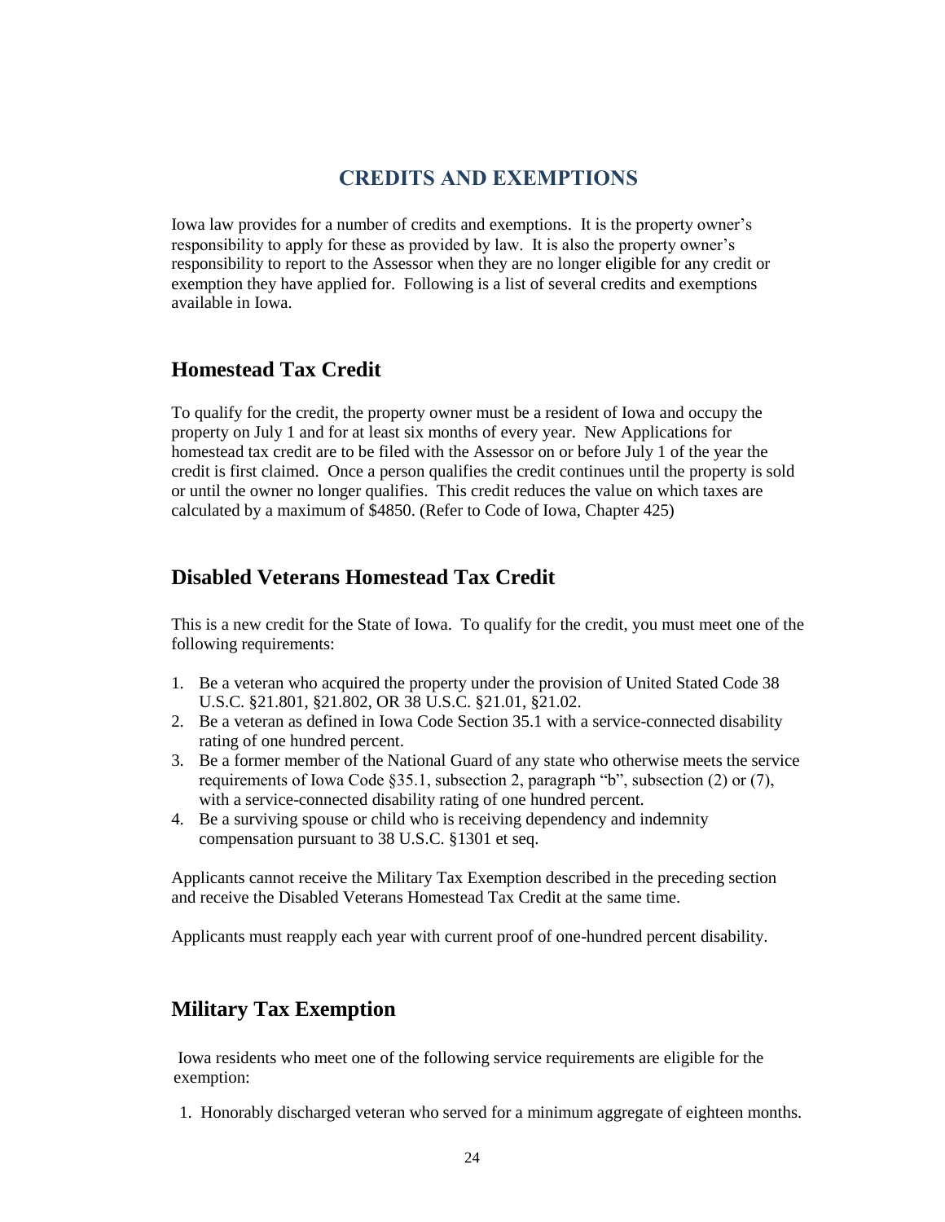# CREDITS AND EXEMPTIONS

Iowa law provides for a number of credits and exemptions. It is the property owner's responsibility to apply for these as provided by law. It is also the property owner's responsibility to report to the Assessor when they are no longer eligible for any credit or exemption they have applied for. Following is a list of several credits and exemptions available in Iowa.

## Homestead Tax Credit

To qualify for the credit, the property owner must be a resident of Iowa and occupy the property on July 1 and for at least six months of every year. New Applications for homestead tax credit are to be filed with the Assessor on or before July 1 of the year the credit is first claimed. Once a person qualifies the credit continues until the property is sold or until the owner no longer qualifies. This credit reduces the value on which taxes are calculated by a maximum of $4850. (Refer to Code of Iowa, Chapter 425)

## Disabled Veterans Homestead Tax Credit

This is a new credit for the State of Iowa. To qualify for the credit, you must meet one of the following requirements:

1. Be a veteran who acquired the property under the provision of United Stated Code 38 U.S.C. §21.801, §21.802, OR 38 U.S.C. §21.01, §21.02.
2. Be a veteran as defined in Iowa Code Section 35.1 with a service-connected disability rating of one hundred percent.
3. Be a former member of the National Guard of any state who otherwise meets the service requirements of Iowa Code §35.1, subsection 2, paragraph "b", subsection (2) or (7), with a service-connected disability rating of one hundred percent.
4. Be a surviving spouse or child who is receiving dependency and indemnity compensation pursuant to 38 U.S.C. §1301 et seq.

Applicants cannot receive the Military Tax Exemption described in the preceding section and receive the Disabled Veterans Homestead Tax Credit at the same time.

Applicants must reapply each year with current proof of one-hundred percent disability.

## Military Tax Exemption

Iowa residents who meet one of the following service requirements are eligible for the exemption:

1. Honorably discharged veteran who served for a minimum aggregate of eighteen months.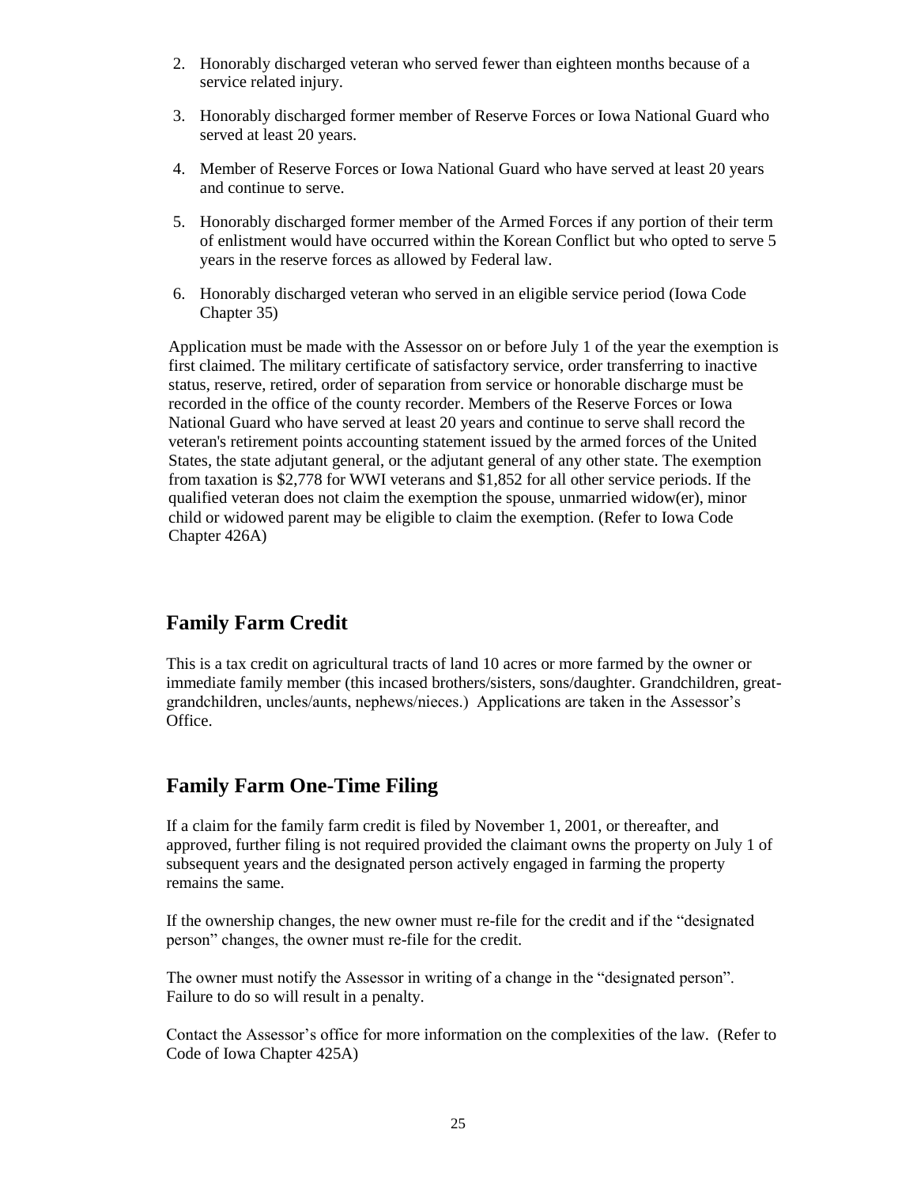2. Honorably discharged veteran who served fewer than eighteen months because of a service related injury.
3. Honorably discharged former member of Reserve Forces or Iowa National Guard who served at least 20 years.
4. Member of Reserve Forces or Iowa National Guard who have served at least 20 years and continue to serve.
5. Honorably discharged former member of the Armed Forces if any portion of their term of enlistment would have occurred within the Korean Conflict but who opted to serve 5 years in the reserve forces as allowed by Federal law.
6. Honorably discharged veteran who served in an eligible service period (Iowa Code Chapter 35)

Application must be made with the Assessor on or before July 1 of the year the exemption is first claimed. The military certificate of satisfactory service, order transferring to inactive status, reserve, retired, order of separation from service or honorable discharge must be recorded in the office of the county recorder. Members of the Reserve Forces or Iowa National Guard who have served at least 20 years and continue to serve shall record the veteran's retirement points accounting statement issued by the armed forces of the United States, the state adjutant general, or the adjutant general of any other state. The exemption from taxation is $2,778 for WWI veterans and $1,852 for all other service periods. If the qualified veteran does not claim the exemption the spouse, unmarried widow(er), minor child or widowed parent may be eligible to claim the exemption. (Refer to Iowa Code Chapter 426A)

## Family Farm Credit

This is a tax credit on agricultural tracts of land 10 acres or more farmed by the owner or immediate family member (this incased brothers/sisters, sons/daughter. Grandchildren, great-grandchildren, uncles/aunts, nephews/nieces.) Applications are taken in the Assessor's Office.

## Family Farm One-Time Filing

If a claim for the family farm credit is filed by November 1, 2001, or thereafter, and approved, further filing is not required provided the claimant owns the property on July 1 of subsequent years and the designated person actively engaged in farming the property remains the same.

If the ownership changes, the new owner must re-file for the credit and if the "designated person" changes, the owner must re-file for the credit.

The owner must notify the Assessor in writing of a change in the "designated person". Failure to do so will result in a penalty.

Contact the Assessor's office for more information on the complexities of the law. (Refer to Code of Iowa Chapter 425A)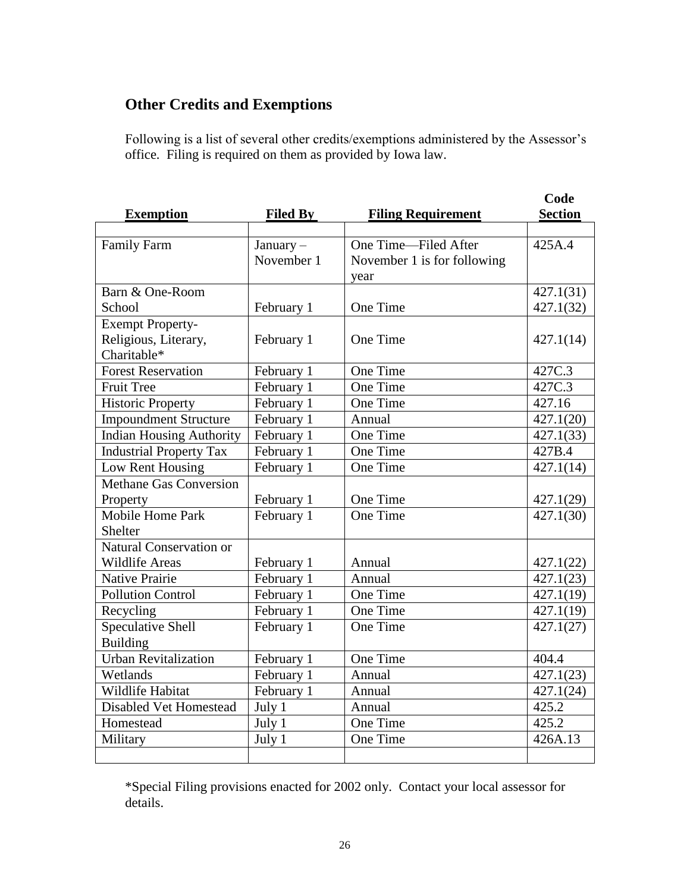## Other Credits and Exemptions

Following is a list of several other credits/exemptions administered by the Assessor's office. Filing is required on them as provided by Iowa law.

| Exemption | Filed By | Filing Requirement | Code Section |
|---|---|---|---|
| Family Farm | January – November 1 | One Time—Filed After November 1 is for following year | 425A.4 |
| Barn & One-Room School | February 1 | One Time | 427.1(31) 427.1(32) |
| Exempt Property- Religious, Literary, Charitable* | February 1 | One Time | 427.1(14) |
| Forest Reservation | February 1 | One Time | 427C.3 |
| Fruit Tree | February 1 | One Time | 427C.3 |
| Historic Property | February 1 | One Time | 427.16 |
| Impoundment Structure | February 1 | Annual | 427.1(20) |
| Indian Housing Authority | February 1 | One Time | 427.1(33) |
| Industrial Property Tax | February 1 | One Time | 427B.4 |
| Low Rent Housing | February 1 | One Time | 427.1(14) |
| Methane Gas Conversion Property | February 1 | One Time | 427.1(29) |
| Mobile Home Park Shelter | February 1 | One Time | 427.1(30) |
| Natural Conservation or Wildlife Areas | February 1 | Annual | 427.1(22) |
| Native Prairie | February 1 | Annual | 427.1(23) |
| Pollution Control | February 1 | One Time | 427.1(19) |
| Recycling | February 1 | One Time | 427.1(19) |
| Speculative Shell Building | February 1 | One Time | 427.1(27) |
| Urban Revitalization | February 1 | One Time | 404.4 |
| Wetlands | February 1 | Annual | 427.1(23) |
| Wildlife Habitat | February 1 | Annual | 427.1(24) |
| Disabled Vet Homestead | July 1 | Annual | 425.2 |
| Homestead | July 1 | One Time | 425.2 |
| Military | July 1 | One Time | 426A.13 |

*Special Filing provisions enacted for 2002 only. Contact your local assessor for details.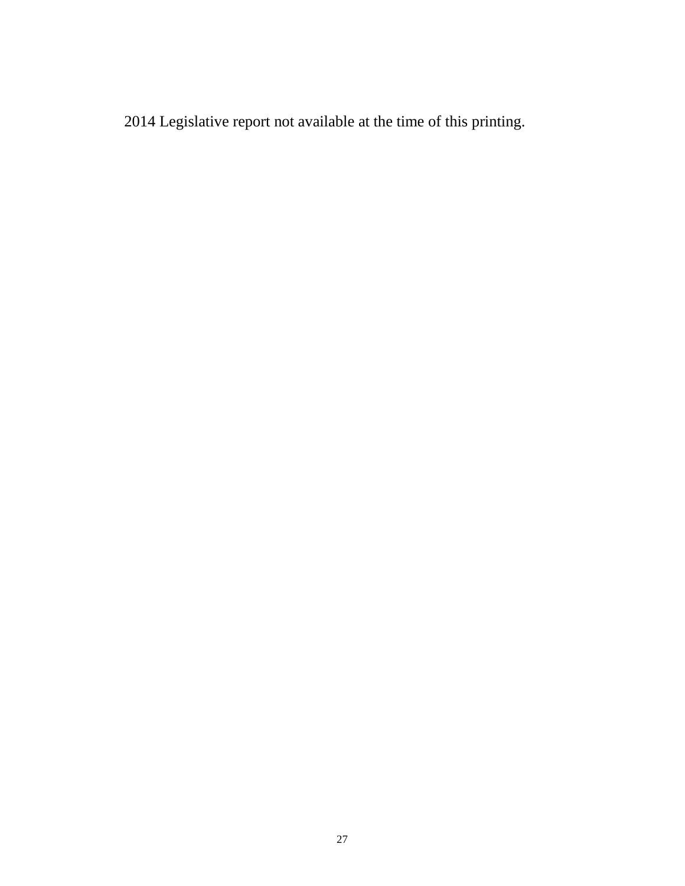2014 Legislative report not available at the time of this printing.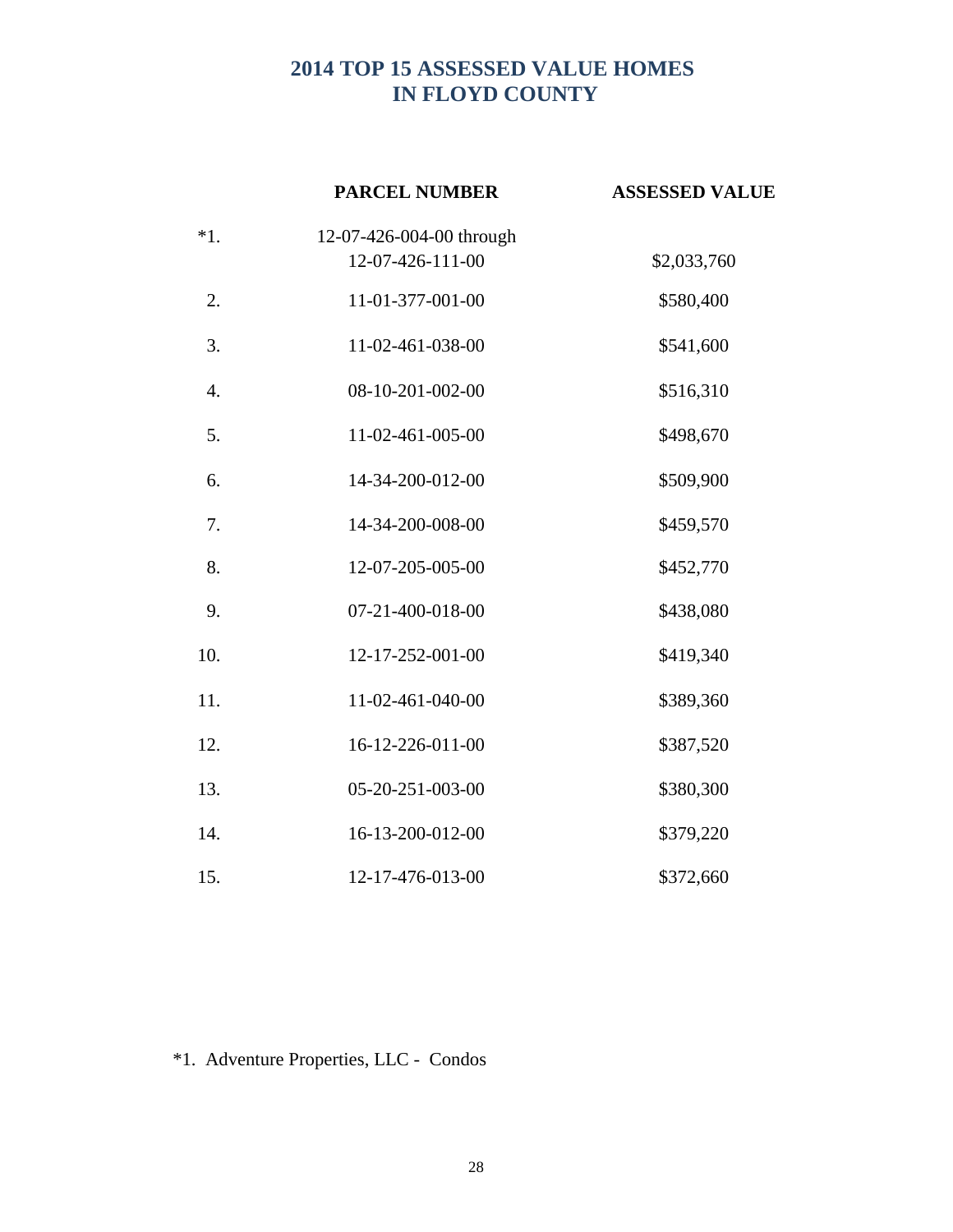# 2014 TOP 15 ASSESSED VALUE HOMES IN FLOYD COUNTY

| | PARCEL NUMBER | ASSESSED VALUE |
|---|---|---|
| *1. | 12-07-426-004-00 through 12-07-426-111-00 | $2,033,760 |
| 2. | 11-01-377-001-00 | $580,400 |
| 3. | 11-02-461-038-00 | $541,600 |
| 4. | 08-10-201-002-00 | $516,310 |
| 5. | 11-02-461-005-00 | $498,670 |
| 6. | 14-34-200-012-00 | $509,900 |
| 7. | 14-34-200-008-00 | $459,570 |
| 8. | 12-07-205-005-00 | $452,770 |
| 9. | 07-21-400-018-00 | $438,080 |
| 10. | 12-17-252-001-00 | $419,340 |
| 11. | 11-02-461-040-00 | $389,360 |
| 12. | 16-12-226-011-00 | $387,520 |
| 13. | 05-20-251-003-00 | $380,300 |
| 14. | 16-13-200-012-00 | $379,220 |
| 15. | 12-17-476-013-00 | $372,660 |

*1. Adventure Properties, LLC - Condos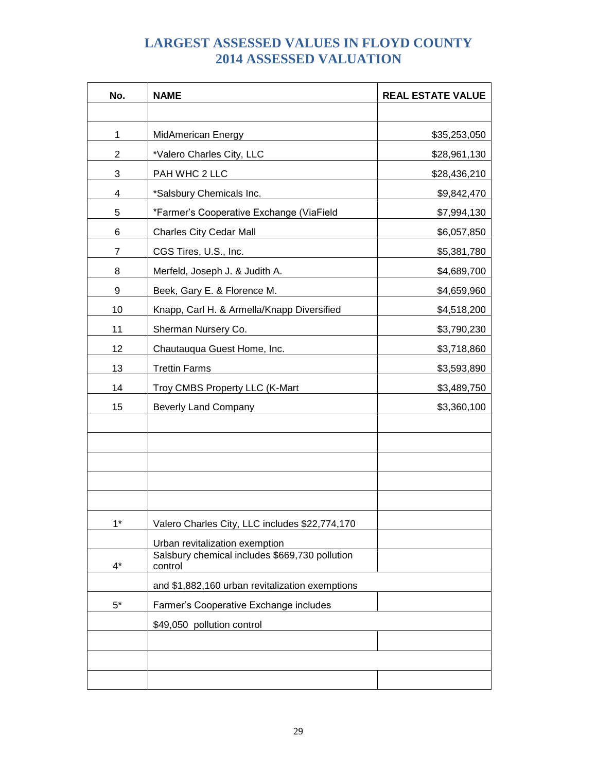# LARGEST ASSESSED VALUES IN FLOYD COUNTY
# 2014 ASSESSED VALUATION

| No. | NAME | REAL ESTATE VALUE |
|---|---|---|
| | | |
| 1 | MidAmerican Energy | $35,253,050 |
| 2 | *Valero Charles City, LLC | $28,961,130 |
| 3 | PAH WHC 2 LLC | $28,436,210 |
| 4 | *Salsbury Chemicals Inc. | $9,842,470 |
| 5 | *Farmer's Cooperative Exchange (ViaField | $7,994,130 |
| 6 | Charles City Cedar Mall | $6,057,850 |
| 7 | CGS Tires, U.S., Inc. | $5,381,780 |
| 8 | Merfeld, Joseph J. & Judith A. | $4,689,700 |
| 9 | Beek, Gary E. & Florence M. | $4,659,960 |
| 10 | Knapp, Carl H. & Armella/Knapp Diversified | $4,518,200 |
| 11 | Sherman Nursery Co. | $3,790,230 |
| 12 | Chautauqua Guest Home, Inc. | $3,718,860 |
| 13 | Trettin Farms | $3,593,890 |
| 14 | Troy CMBS Property LLC (K-Mart | $3,489,750 |
| 15 | Beverly Land Company | $3,360,100 |
| | | |
| | | |
| | | |
| | | |
| | | |
| 1* | Valero Charles City, LLC includes $22,774,170 | |
| | Urban revitalization exemption | |
| 4* | Salsbury chemical includes $669,730 pollution control | |
| | and $1,882,160 urban revitalization exemptions | |
| 5* | Farmer's Cooperative Exchange includes | |
| | $49,050 pollution control | |
| | | |
| | | |
| | | |